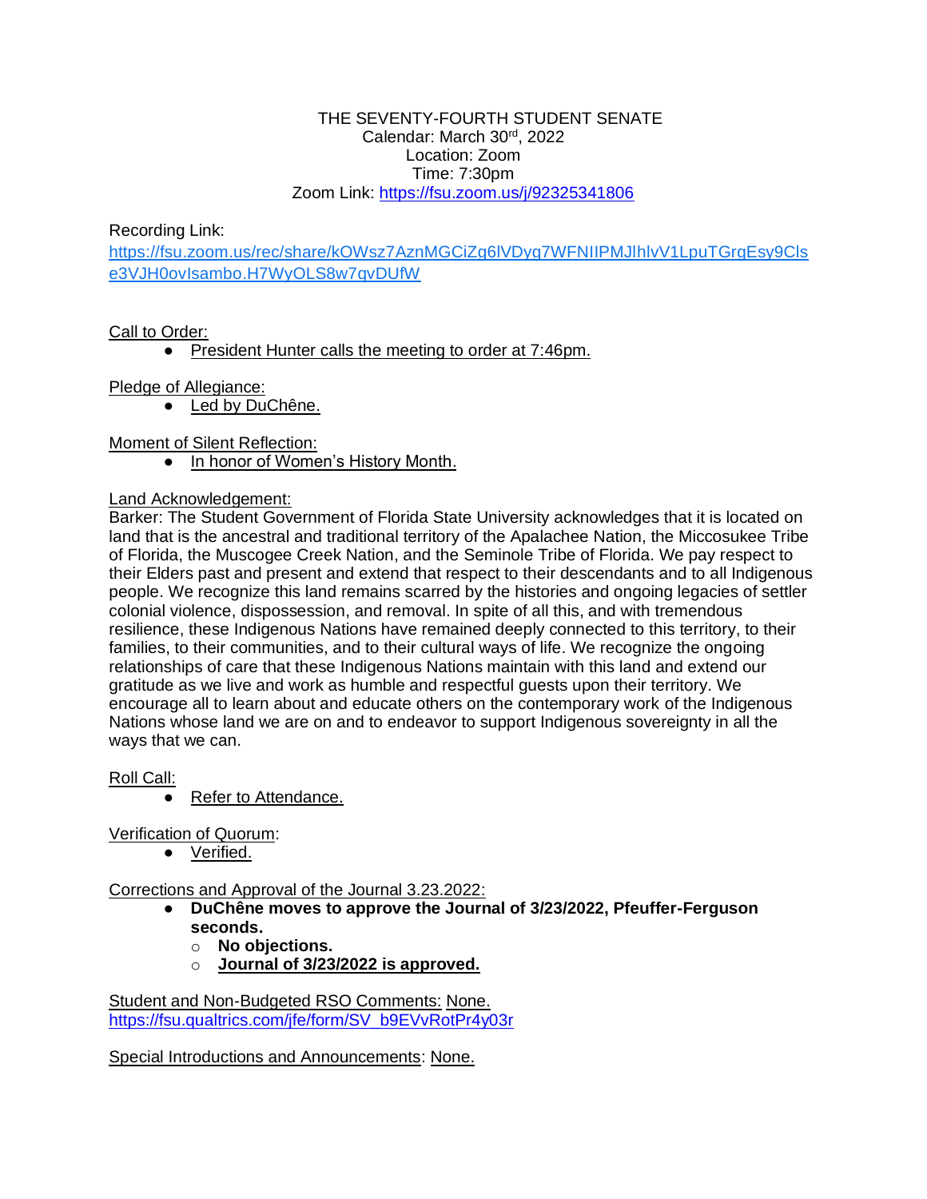THE SEVENTY-FOURTH STUDENT SENATE
Calendar: March 30rd, 2022
Location: Zoom
Time: 7:30pm
Zoom Link: https://fsu.zoom.us/j/92325341806

Recording Link:
https://fsu.zoom.us/rec/share/kOWsz7AznMGCiZg6lVDyg7WFNIIPMJlhlvV1LpuTGrgEsy9Clse3VJH0ovIsambo.H7WyOLS8w7qvDUfW

Call to Order:

- President Hunter calls the meeting to order at 7:46pm.

Pledge of Allegiance:

- Led by DuChêne.

Moment of Silent Reflection:

- In honor of Women's History Month.

Land Acknowledgement:
Barker: The Student Government of Florida State University acknowledges that it is located on land that is the ancestral and traditional territory of the Apalachee Nation, the Miccosukee Tribe of Florida, the Muscogee Creek Nation, and the Seminole Tribe of Florida. We pay respect to their Elders past and present and extend that respect to their descendants and to all Indigenous people. We recognize this land remains scarred by the histories and ongoing legacies of settler colonial violence, dispossession, and removal. In spite of all this, and with tremendous resilience, these Indigenous Nations have remained deeply connected to this territory, to their families, to their communities, and to their cultural ways of life. We recognize the ongoing relationships of care that these Indigenous Nations maintain with this land and extend our gratitude as we live and work as humble and respectful guests upon their territory. We encourage all to learn about and educate others on the contemporary work of the Indigenous Nations whose land we are on and to endeavor to support Indigenous sovereignty in all the ways that we can.

Roll Call:

- Refer to Attendance.

Verification of Quorum:

- Verified.

Corrections and Approval of the Journal 3.23.2022:

- **DuChêne moves to approve the Journal of 3/23/2022, Pfeuffer-Ferguson seconds.**
  - **No objections.**
  - **Journal of 3/23/2022 is approved.**

Student and Non-Budgeted RSO Comments: None.
https://fsu.qualtrics.com/jfe/form/SV_b9EVvRotPr4y03r

Special Introductions and Announcements: None.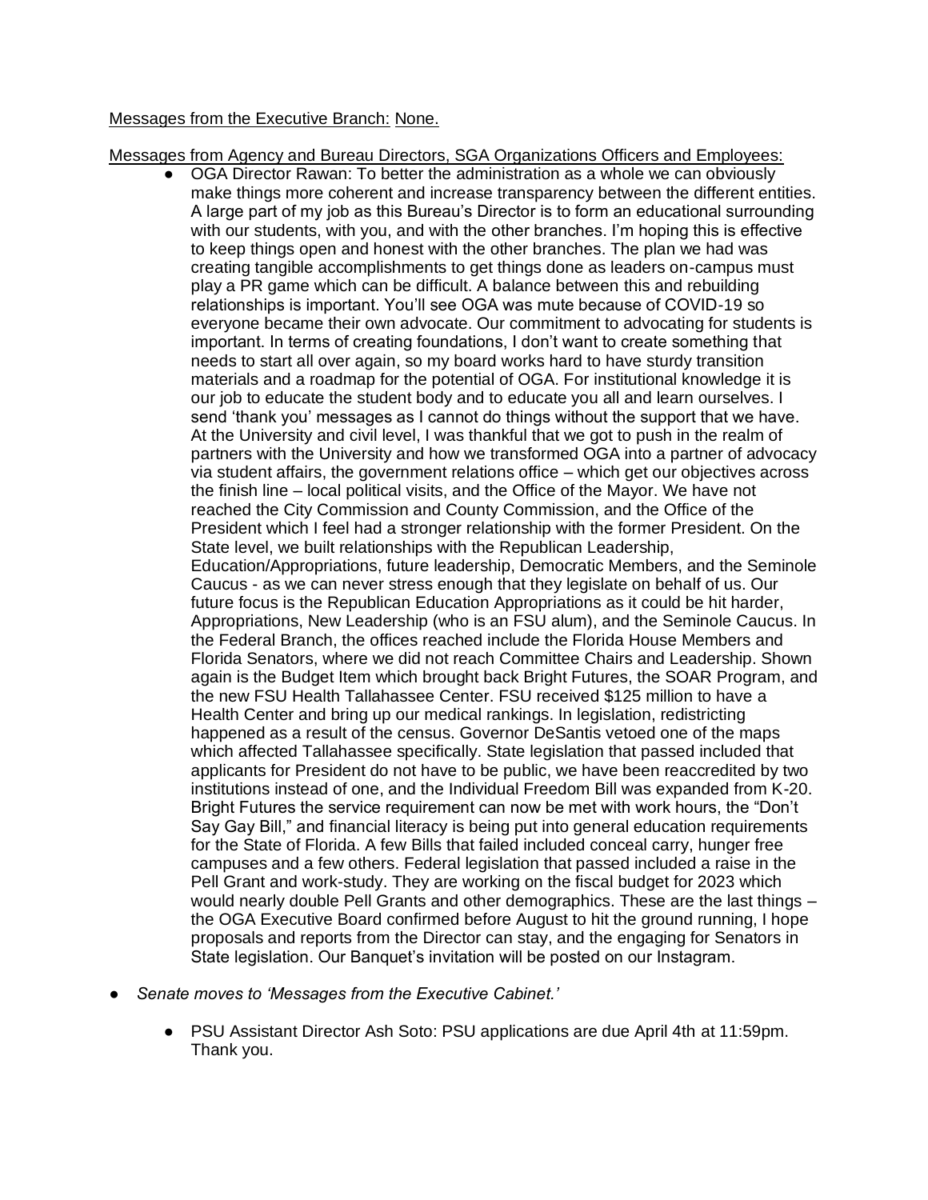Messages from the Executive Branch: None.

Messages from Agency and Bureau Directors, SGA Organizations Officers and Employees:

- OGA Director Rawan: To better the administration as a whole we can obviously make things more coherent and increase transparency between the different entities. A large part of my job as this Bureau's Director is to form an educational surrounding with our students, with you, and with the other branches. I'm hoping this is effective to keep things open and honest with the other branches. The plan we had was creating tangible accomplishments to get things done as leaders on-campus must play a PR game which can be difficult. A balance between this and rebuilding relationships is important. You'll see OGA was mute because of COVID-19 so everyone became their own advocate. Our commitment to advocating for students is important. In terms of creating foundations, I don't want to create something that needs to start all over again, so my board works hard to have sturdy transition materials and a roadmap for the potential of OGA. For institutional knowledge it is our job to educate the student body and to educate you all and learn ourselves. I send 'thank you' messages as I cannot do things without the support that we have. At the University and civil level, I was thankful that we got to push in the realm of partners with the University and how we transformed OGA into a partner of advocacy via student affairs, the government relations office – which get our objectives across the finish line – local political visits, and the Office of the Mayor. We have not reached the City Commission and County Commission, and the Office of the President which I feel had a stronger relationship with the former President. On the State level, we built relationships with the Republican Leadership, Education/Appropriations, future leadership, Democratic Members, and the Seminole Caucus - as we can never stress enough that they legislate on behalf of us. Our future focus is the Republican Education Appropriations as it could be hit harder, Appropriations, New Leadership (who is an FSU alum), and the Seminole Caucus. In the Federal Branch, the offices reached include the Florida House Members and Florida Senators, where we did not reach Committee Chairs and Leadership. Shown again is the Budget Item which brought back Bright Futures, the SOAR Program, and the new FSU Health Tallahassee Center. FSU received $125 million to have a Health Center and bring up our medical rankings. In legislation, redistricting happened as a result of the census. Governor DeSantis vetoed one of the maps which affected Tallahassee specifically. State legislation that passed included that applicants for President do not have to be public, we have been reaccredited by two institutions instead of one, and the Individual Freedom Bill was expanded from K-20. Bright Futures the service requirement can now be met with work hours, the "Don't Say Gay Bill," and financial literacy is being put into general education requirements for the State of Florida. A few Bills that failed included conceal carry, hunger free campuses and a few others. Federal legislation that passed included a raise in the Pell Grant and work-study. They are working on the fiscal budget for 2023 which would nearly double Pell Grants and other demographics. These are the last things – the OGA Executive Board confirmed before August to hit the ground running, I hope proposals and reports from the Director can stay, and the engaging for Senators in State legislation. Our Banquet's invitation will be posted on our Instagram.

- *Senate moves to 'Messages from the Executive Cabinet.'*

  - PSU Assistant Director Ash Soto: PSU applications are due April 4th at 11:59pm. Thank you.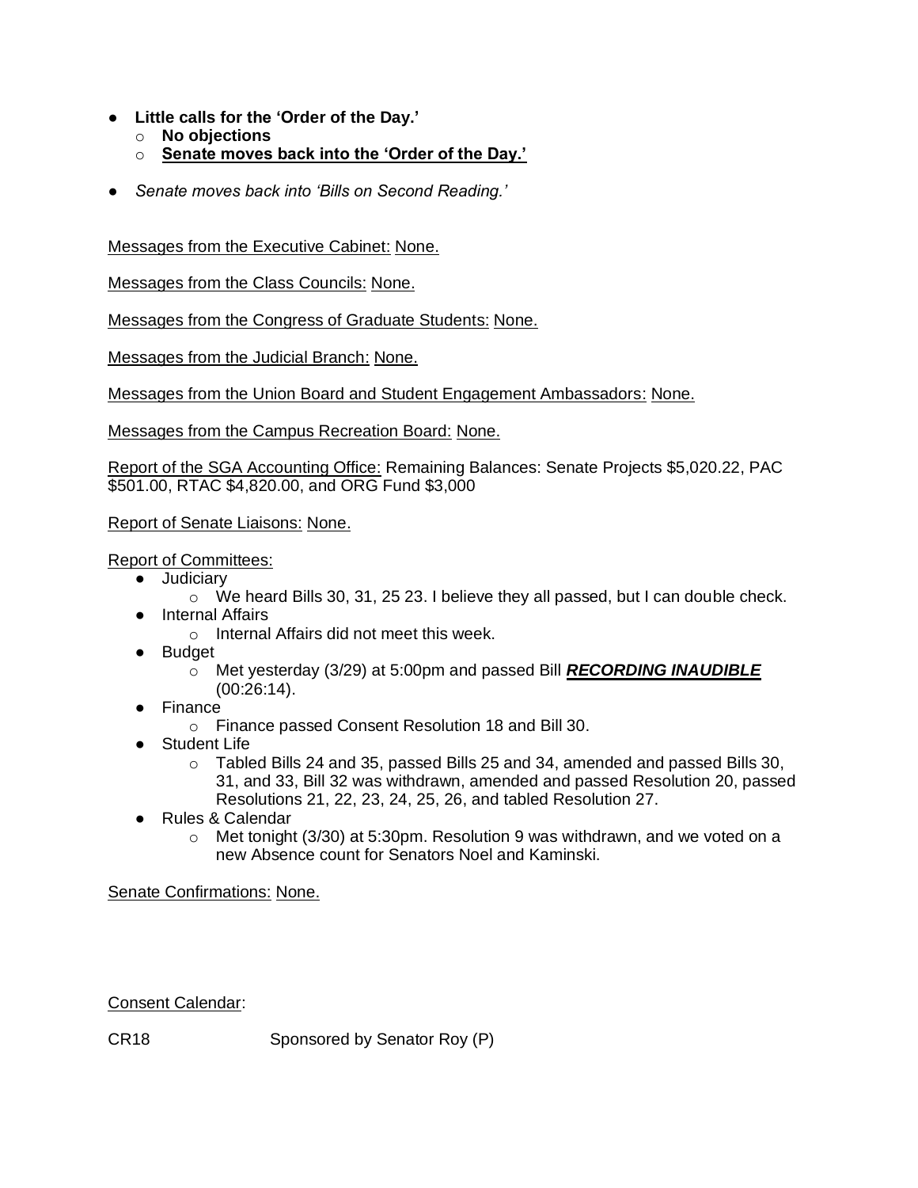- **Little calls for the 'Order of the Day.'**
    - **No objections**
    - **<u>Senate moves back into the 'Order of the Day.'</u>**
- *Senate moves back into 'Bills on Second Reading.'*

<u>Messages from the Executive Cabinet:</u> <u>None.</u>

<u>Messages from the Class Councils:</u> <u>None.</u>

<u>Messages from the Congress of Graduate Students:</u> <u>None.</u>

<u>Messages from the Judicial Branch:</u> <u>None.</u>

<u>Messages from the Union Board and Student Engagement Ambassadors:</u> <u>None.</u>

<u>Messages from the Campus Recreation Board:</u> <u>None.</u>

<u>Report of the SGA Accounting Office:</u> Remaining Balances: Senate Projects $5,020.22, PAC $501.00, RTAC $4,820.00, and ORG Fund $3,000

<u>Report of Senate Liaisons:</u> <u>None.</u>

<u>Report of Committees:</u>

- Judiciary
    - We heard Bills 30, 31, 25 23. I believe they all passed, but I can double check.
- Internal Affairs
    - Internal Affairs did not meet this week.
- Budget
    - Met yesterday (3/29) at 5:00pm and passed Bill ***<u>RECORDING INAUDIBLE</u>*** (00:26:14).
- Finance
    - Finance passed Consent Resolution 18 and Bill 30.
- Student Life
    - Tabled Bills 24 and 35, passed Bills 25 and 34, amended and passed Bills 30, 31, and 33, Bill 32 was withdrawn, amended and passed Resolution 20, passed Resolutions 21, 22, 23, 24, 25, 26, and tabled Resolution 27.
- Rules & Calendar
    - Met tonight (3/30) at 5:30pm. Resolution 9 was withdrawn, and we voted on a new Absence count for Senators Noel and Kaminski.

<u>Senate Confirmations:</u> <u>None.</u>

<u>Consent Calendar</u>:

CR18 Sponsored by Senator Roy (P)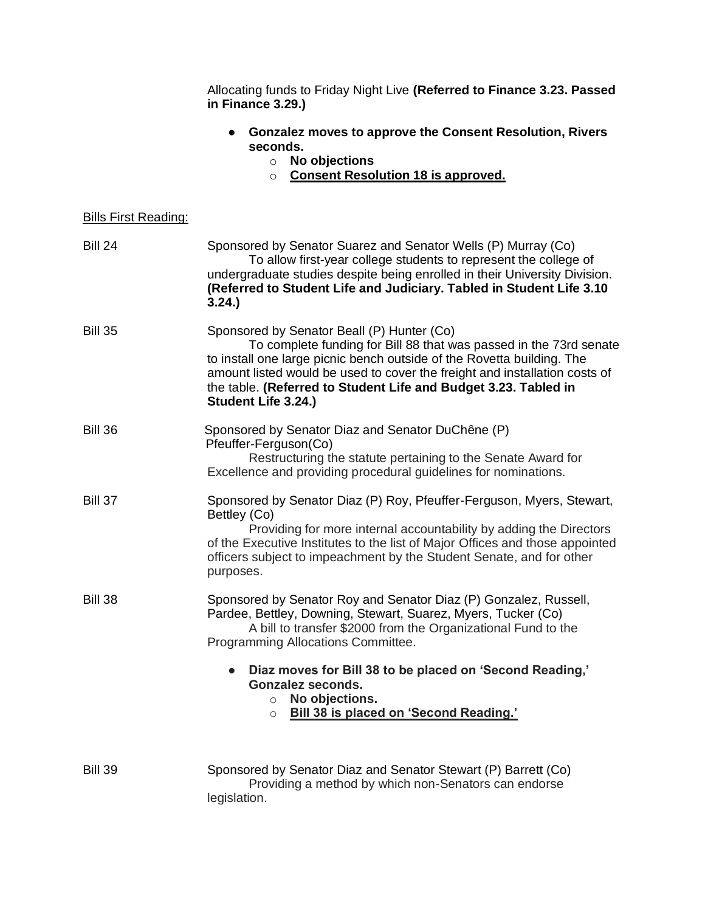Allocating funds to Friday Night Live **(Referred to Finance 3.23. Passed in Finance 3.29.)**

- **Gonzalez moves to approve the Consent Resolution, Rivers seconds.**
  - **No objections**
  - **<u>Consent Resolution 18 is approved.</u>**

<u>Bills First Reading:</u>

Bill 24 — Sponsored by Senator Suarez and Senator Wells (P) Murray (Co)
To allow first-year college students to represent the college of undergraduate studies despite being enrolled in their University Division. **(Referred to Student Life and Judiciary. Tabled in Student Life 3.10 3.24.)**

Bill 35 — Sponsored by Senator Beall (P) Hunter (Co)
To complete funding for Bill 88 that was passed in the 73rd senate to install one large picnic bench outside of the Rovetta building. The amount listed would be used to cover the freight and installation costs of the table. **(Referred to Student Life and Budget 3.23. Tabled in Student Life 3.24.)**

Bill 36 — Sponsored by Senator Diaz and Senator DuChêne (P) Pfeuffer-Ferguson(Co)
Restructuring the statute pertaining to the Senate Award for Excellence and providing procedural guidelines for nominations.

Bill 37 — Sponsored by Senator Diaz (P) Roy, Pfeuffer-Ferguson, Myers, Stewart, Bettley (Co)
Providing for more internal accountability by adding the Directors of the Executive Institutes to the list of Major Offices and those appointed officers subject to impeachment by the Student Senate, and for other purposes.

Bill 38 — Sponsored by Senator Roy and Senator Diaz (P) Gonzalez, Russell, Pardee, Bettley, Downing, Stewart, Suarez, Myers, Tucker (Co)
A bill to transfer $2000 from the Organizational Fund to the Programming Allocations Committee.

- **Diaz moves for Bill 38 to be placed on 'Second Reading,' Gonzalez seconds.**
  - **No objections.**
  - **<u>Bill 38 is placed on 'Second Reading.'</u>**

Bill 39 — Sponsored by Senator Diaz and Senator Stewart (P) Barrett (Co)
Providing a method by which non-Senators can endorse legislation.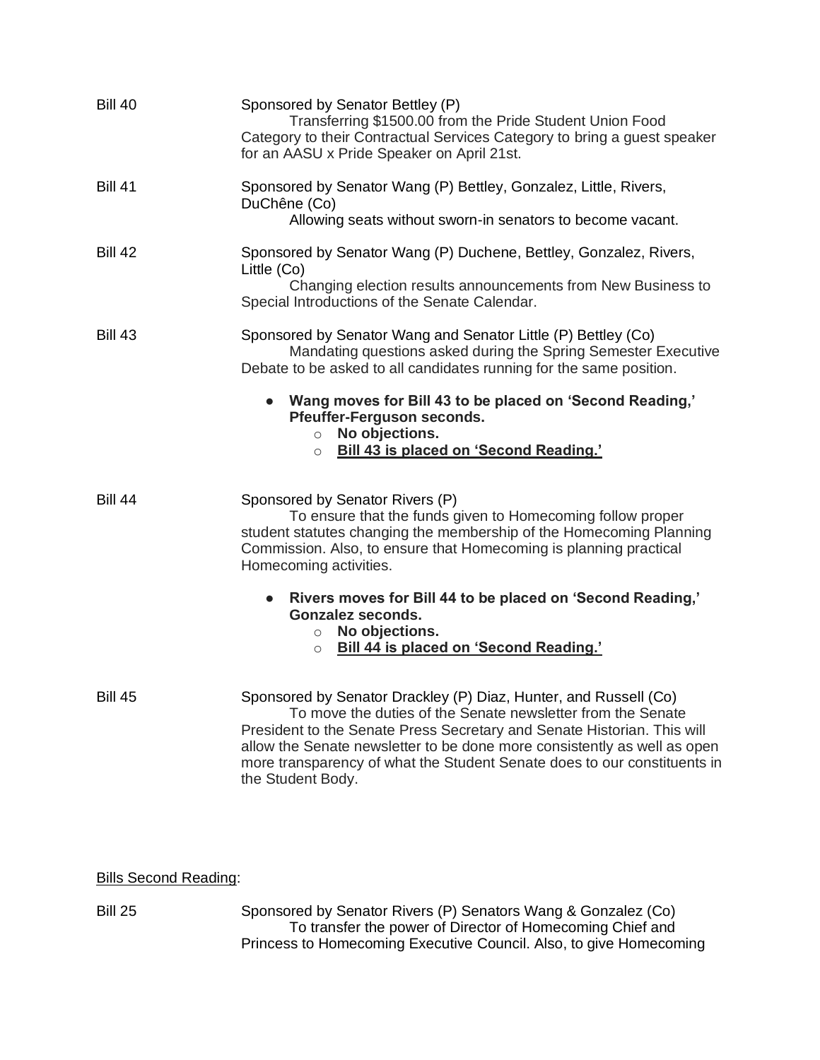Bill 40 — Sponsored by Senator Bettley (P)

Transferring $1500.00 from the Pride Student Union Food Category to their Contractual Services Category to bring a guest speaker for an AASU x Pride Speaker on April 21st.

Bill 41 — Sponsored by Senator Wang (P) Bettley, Gonzalez, Little, Rivers, DuChêne (Co)

Allowing seats without sworn-in senators to become vacant.

Bill 42 — Sponsored by Senator Wang (P) Duchene, Bettley, Gonzalez, Rivers, Little (Co)

Changing election results announcements from New Business to Special Introductions of the Senate Calendar.

Bill 43 — Sponsored by Senator Wang and Senator Little (P) Bettley (Co)

Mandating questions asked during the Spring Semester Executive Debate to be asked to all candidates running for the same position.

- **Wang moves for Bill 43 to be placed on 'Second Reading,' Pfeuffer-Ferguson seconds.**
  - **No objections.**
  - **<u>Bill 43 is placed on 'Second Reading.'</u>**

Bill 44 — Sponsored by Senator Rivers (P)

To ensure that the funds given to Homecoming follow proper student statutes changing the membership of the Homecoming Planning Commission. Also, to ensure that Homecoming is planning practical Homecoming activities.

- **Rivers moves for Bill 44 to be placed on 'Second Reading,' Gonzalez seconds.**
  - **No objections.**
  - **<u>Bill 44 is placed on 'Second Reading.'</u>**

Bill 45 — Sponsored by Senator Drackley (P) Diaz, Hunter, and Russell (Co)

To move the duties of the Senate newsletter from the Senate President to the Senate Press Secretary and Senate Historian. This will allow the Senate newsletter to be done more consistently as well as open more transparency of what the Student Senate does to our constituents in the Student Body.

<u>Bills Second Reading</u>:

Bill 25 — Sponsored by Senator Rivers (P) Senators Wang & Gonzalez (Co)

To transfer the power of Director of Homecoming Chief and Princess to Homecoming Executive Council. Also, to give Homecoming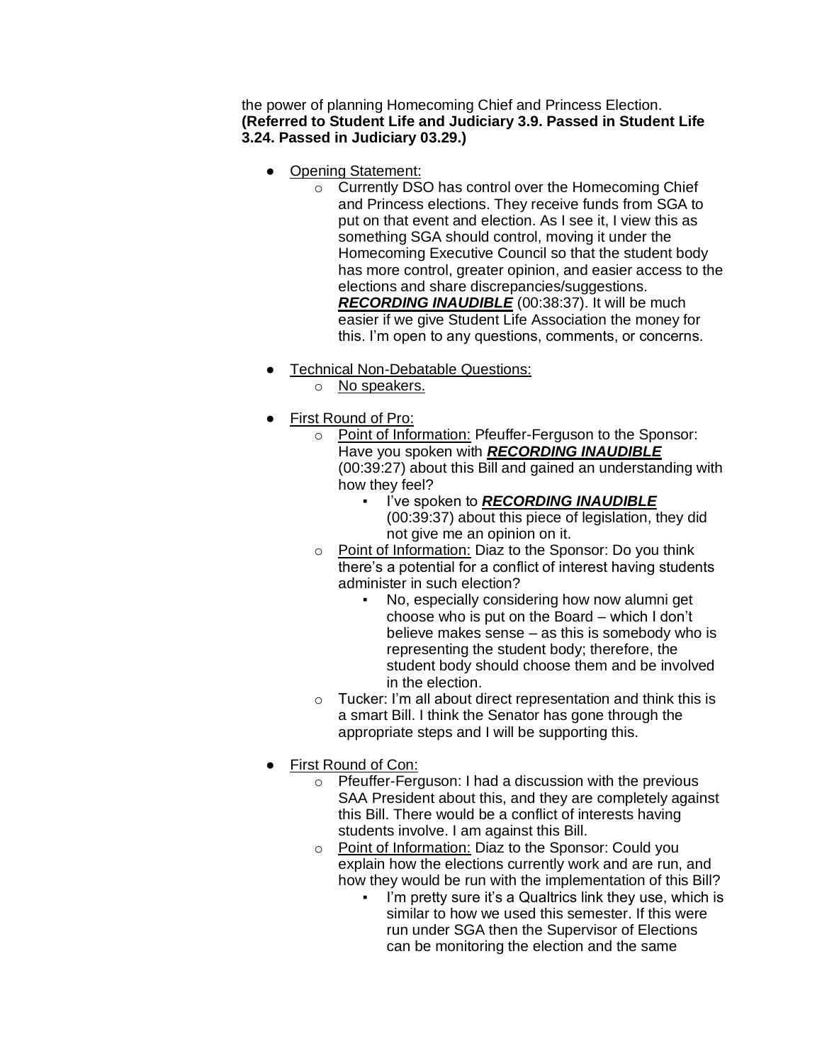the power of planning Homecoming Chief and Princess Election. **(Referred to Student Life and Judiciary 3.9. Passed in Student Life 3.24. Passed in Judiciary 03.29.)**

- Opening Statement:
    - Currently DSO has control over the Homecoming Chief and Princess elections. They receive funds from SGA to put on that event and election. As I see it, I view this as something SGA should control, moving it under the Homecoming Executive Council so that the student body has more control, greater opinion, and easier access to the elections and share discrepancies/suggestions. ***RECORDING INAUDIBLE*** (00:38:37). It will be much easier if we give Student Life Association the money for this. I'm open to any questions, comments, or concerns.

- Technical Non-Debatable Questions:
    - No speakers.

- First Round of Pro:
    - Point of Information: Pfeuffer-Ferguson to the Sponsor: Have you spoken with ***RECORDING INAUDIBLE*** (00:39:27) about this Bill and gained an understanding with how they feel?
        - I've spoken to ***RECORDING INAUDIBLE*** (00:39:37) about this piece of legislation, they did not give me an opinion on it.
    - Point of Information: Diaz to the Sponsor: Do you think there's a potential for a conflict of interest having students administer in such election?
        - No, especially considering how now alumni get choose who is put on the Board – which I don't believe makes sense – as this is somebody who is representing the student body; therefore, the student body should choose them and be involved in the election.
    - Tucker: I'm all about direct representation and think this is a smart Bill. I think the Senator has gone through the appropriate steps and I will be supporting this.

- First Round of Con:
    - Pfeuffer-Ferguson: I had a discussion with the previous SAA President about this, and they are completely against this Bill. There would be a conflict of interests having students involve. I am against this Bill.
    - Point of Information: Diaz to the Sponsor: Could you explain how the elections currently work and are run, and how they would be run with the implementation of this Bill?
        - I'm pretty sure it's a Qualtrics link they use, which is similar to how we used this semester. If this were run under SGA then the Supervisor of Elections can be monitoring the election and the same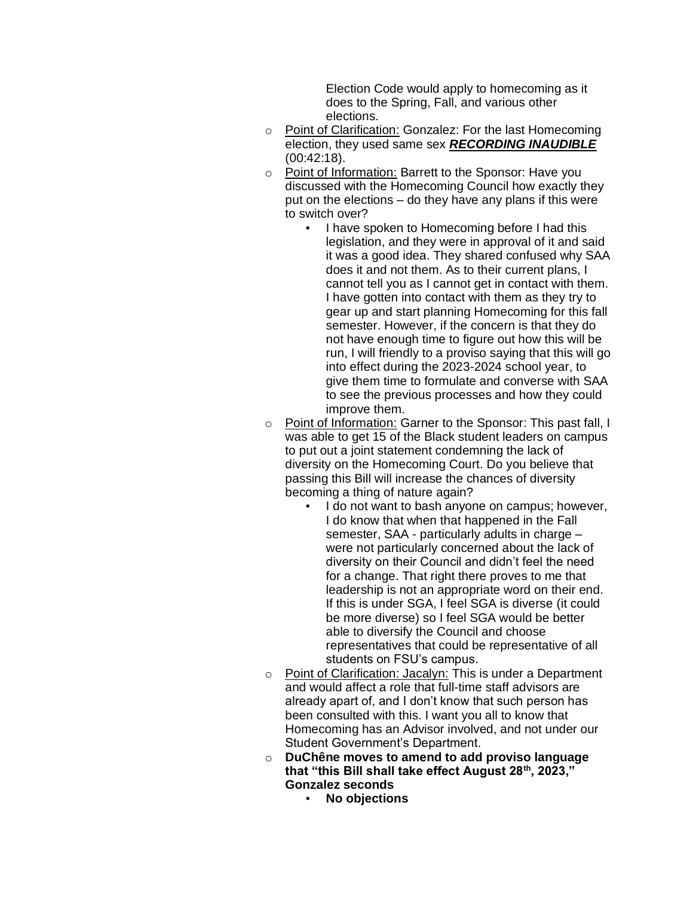- Election Code would apply to homecoming as it does to the Spring, Fall, and various other elections.
- Point of Clarification: Gonzalez: For the last Homecoming election, they used same sex ***RECORDING INAUDIBLE*** (00:42:18).
- Point of Information: Barrett to the Sponsor: Have you discussed with the Homecoming Council how exactly they put on the elections – do they have any plans if this were to switch over?
  - I have spoken to Homecoming before I had this legislation, and they were in approval of it and said it was a good idea. They shared confused why SAA does it and not them. As to their current plans, I cannot tell you as I cannot get in contact with them. I have gotten into contact with them as they try to gear up and start planning Homecoming for this fall semester. However, if the concern is that they do not have enough time to figure out how this will be run, I will friendly to a proviso saying that this will go into effect during the 2023-2024 school year, to give them time to formulate and converse with SAA to see the previous processes and how they could improve them.
- Point of Information: Garner to the Sponsor: This past fall, I was able to get 15 of the Black student leaders on campus to put out a joint statement condemning the lack of diversity on the Homecoming Court. Do you believe that passing this Bill will increase the chances of diversity becoming a thing of nature again?
  - I do not want to bash anyone on campus; however, I do know that when that happened in the Fall semester, SAA - particularly adults in charge – were not particularly concerned about the lack of diversity on their Council and didn't feel the need for a change. That right there proves to me that leadership is not an appropriate word on their end. If this is under SGA, I feel SGA is diverse (it could be more diverse) so I feel SGA would be better able to diversify the Council and choose representatives that could be representative of all students on FSU's campus.
- Point of Clarification: Jacalyn: This is under a Department and would affect a role that full-time staff advisors are already apart of, and I don't know that such person has been consulted with this. I want you all to know that Homecoming has an Advisor involved, and not under our Student Government's Department.
- **DuChêne moves to amend to add proviso language that "this Bill shall take effect August 28th, 2023," Gonzalez seconds**
  - **No objections**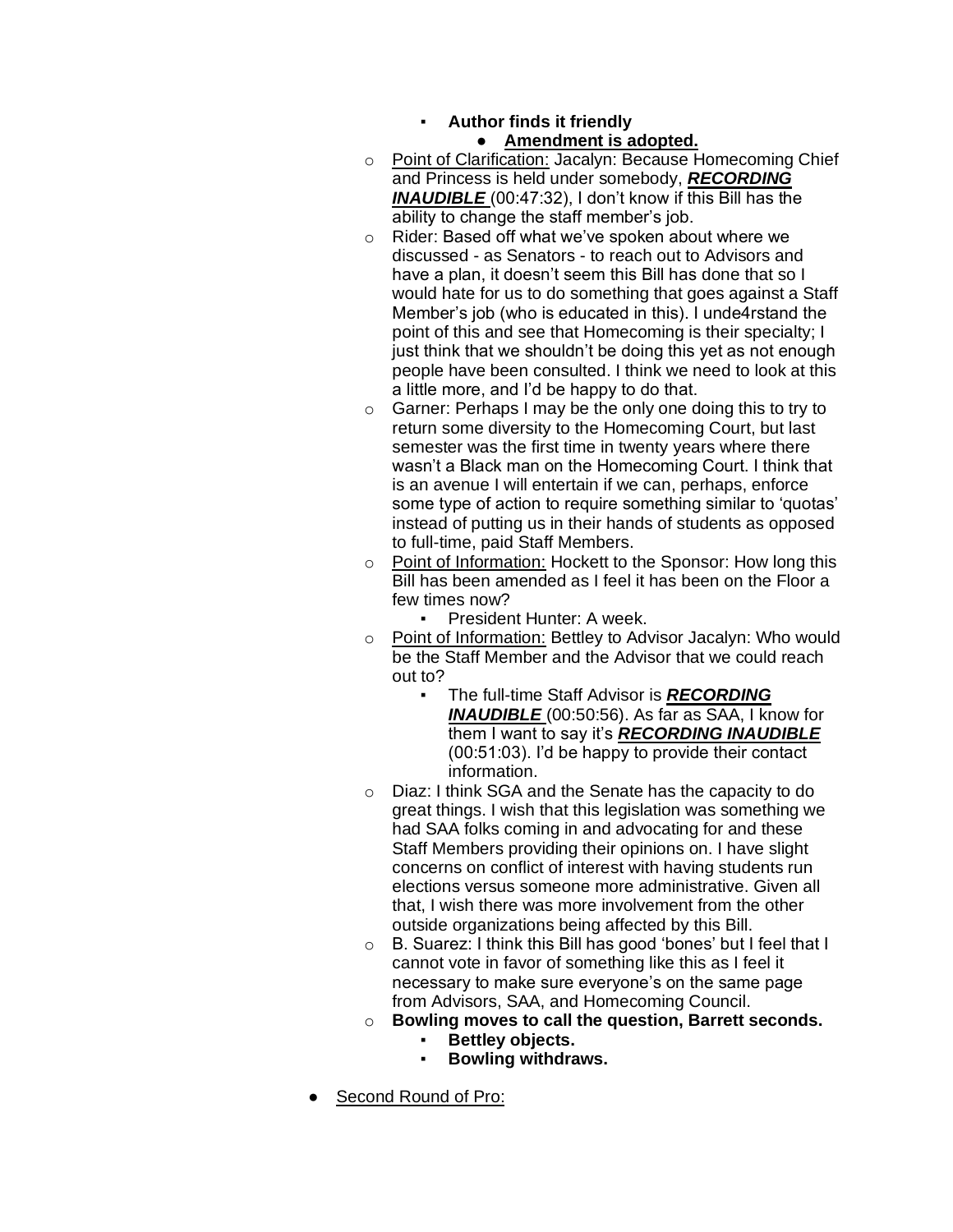- **Author finds it friendly**
            - **<u>Amendment is adopted.</u>**
    - <u>Point of Clarification:</u> Jacalyn: Because Homecoming Chief and Princess is held under somebody, ***<u>RECORDING INAUDIBLE</u>*** (00:47:32), I don't know if this Bill has the ability to change the staff member's job.
    - Rider: Based off what we've spoken about where we discussed - as Senators - to reach out to Advisors and have a plan, it doesn't seem this Bill has done that so I would hate for us to do something that goes against a Staff Member's job (who is educated in this). I unde4rstand the point of this and see that Homecoming is their specialty; I just think that we shouldn't be doing this yet as not enough people have been consulted. I think we need to look at this a little more, and I'd be happy to do that.
    - Garner: Perhaps I may be the only one doing this to try to return some diversity to the Homecoming Court, but last semester was the first time in twenty years where there wasn't a Black man on the Homecoming Court. I think that is an avenue I will entertain if we can, perhaps, enforce some type of action to require something similar to 'quotas' instead of putting us in their hands of students as opposed to full-time, paid Staff Members.
    - <u>Point of Information:</u> Hockett to the Sponsor: How long this Bill has been amended as I feel it has been on the Floor a few times now?
        - President Hunter: A week.
    - <u>Point of Information:</u> Bettley to Advisor Jacalyn: Who would be the Staff Member and the Advisor that we could reach out to?
        - The full-time Staff Advisor is ***<u>RECORDING INAUDIBLE</u>*** (00:50:56). As far as SAA, I know for them I want to say it's ***<u>RECORDING INAUDIBLE</u>*** (00:51:03). I'd be happy to provide their contact information.
    - Diaz: I think SGA and the Senate has the capacity to do great things. I wish that this legislation was something we had SAA folks coming in and advocating for and these Staff Members providing their opinions on. I have slight concerns on conflict of interest with having students run elections versus someone more administrative. Given all that, I wish there was more involvement from the other outside organizations being affected by this Bill.
    - B. Suarez: I think this Bill has good 'bones' but I feel that I cannot vote in favor of something like this as I feel it necessary to make sure everyone's on the same page from Advisors, SAA, and Homecoming Council.
    - **Bowling moves to call the question, Barrett seconds.**
        - **Bettley objects.**
        - **Bowling withdraws.**
- <u>Second Round of Pro:</u>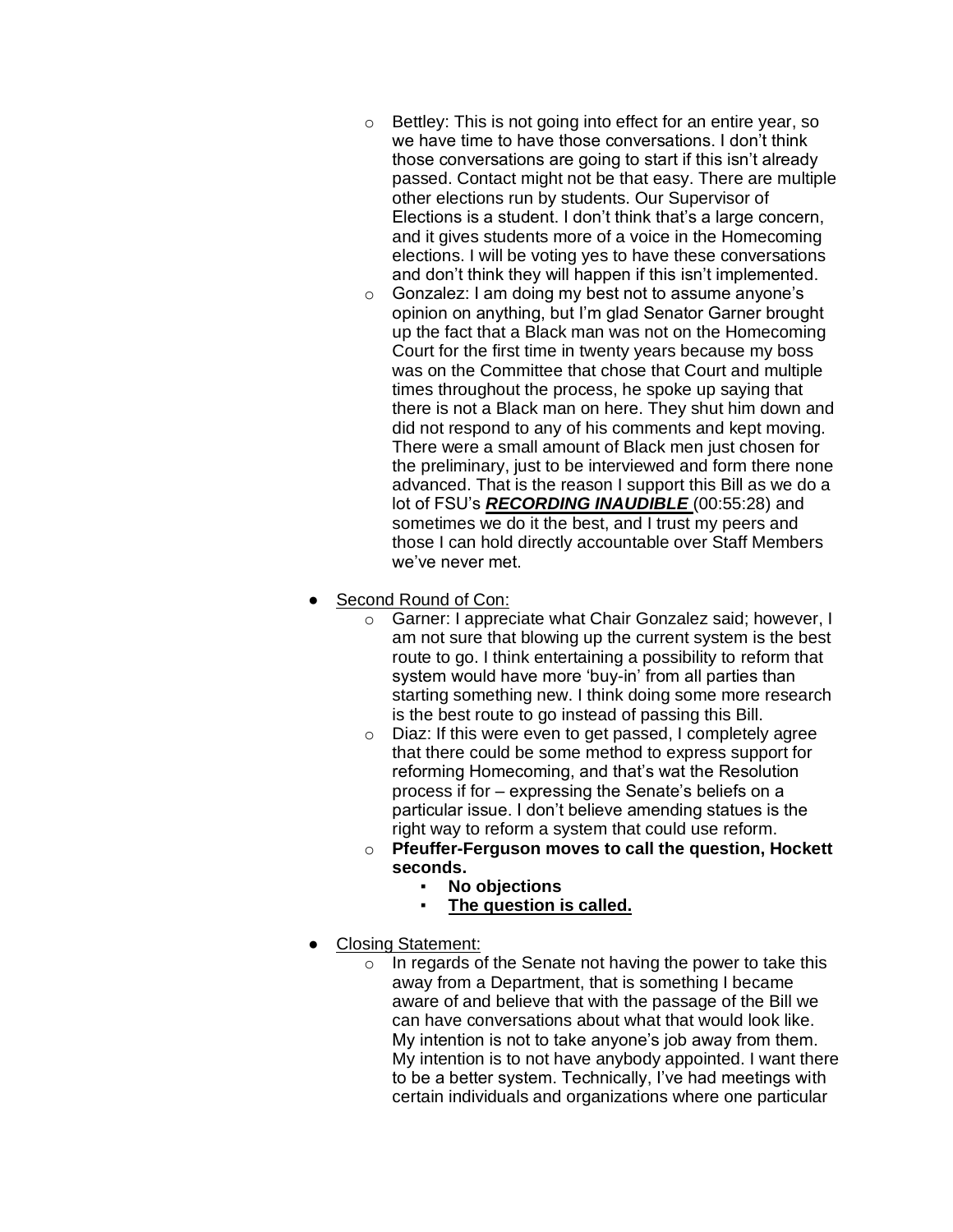- Bettley: This is not going into effect for an entire year, so we have time to have those conversations. I don't think those conversations are going to start if this isn't already passed. Contact might not be that easy. There are multiple other elections run by students. Our Supervisor of Elections is a student. I don't think that's a large concern, and it gives students more of a voice in the Homecoming elections. I will be voting yes to have these conversations and don't think they will happen if this isn't implemented.
  - Gonzalez: I am doing my best not to assume anyone's opinion on anything, but I'm glad Senator Garner brought up the fact that a Black man was not on the Homecoming Court for the first time in twenty years because my boss was on the Committee that chose that Court and multiple times throughout the process, he spoke up saying that there is not a Black man on here. They shut him down and did not respond to any of his comments and kept moving. There were a small amount of Black men just chosen for the preliminary, just to be interviewed and form there none advanced. That is the reason I support this Bill as we do a lot of FSU's ***<u>RECORDING INAUDIBLE</u>*** (00:55:28) and sometimes we do it the best, and I trust my peers and those I can hold directly accountable over Staff Members we've never met.

- <u>Second Round of Con:</u>
  - Garner: I appreciate what Chair Gonzalez said; however, I am not sure that blowing up the current system is the best route to go. I think entertaining a possibility to reform that system would have more 'buy-in' from all parties than starting something new. I think doing some more research is the best route to go instead of passing this Bill.
  - Diaz: If this were even to get passed, I completely agree that there could be some method to express support for reforming Homecoming, and that's wat the Resolution process if for – expressing the Senate's beliefs on a particular issue. I don't believe amending statues is the right way to reform a system that could use reform.
  - **Pfeuffer-Ferguson moves to call the question, Hockett seconds.**
    - **No objections**
    - **<u>The question is called.</u>**

- <u>Closing Statement:</u>
  - In regards of the Senate not having the power to take this away from a Department, that is something I became aware of and believe that with the passage of the Bill we can have conversations about what that would look like. My intention is not to take anyone's job away from them. My intention is to not have anybody appointed. I want there to be a better system. Technically, I've had meetings with certain individuals and organizations where one particular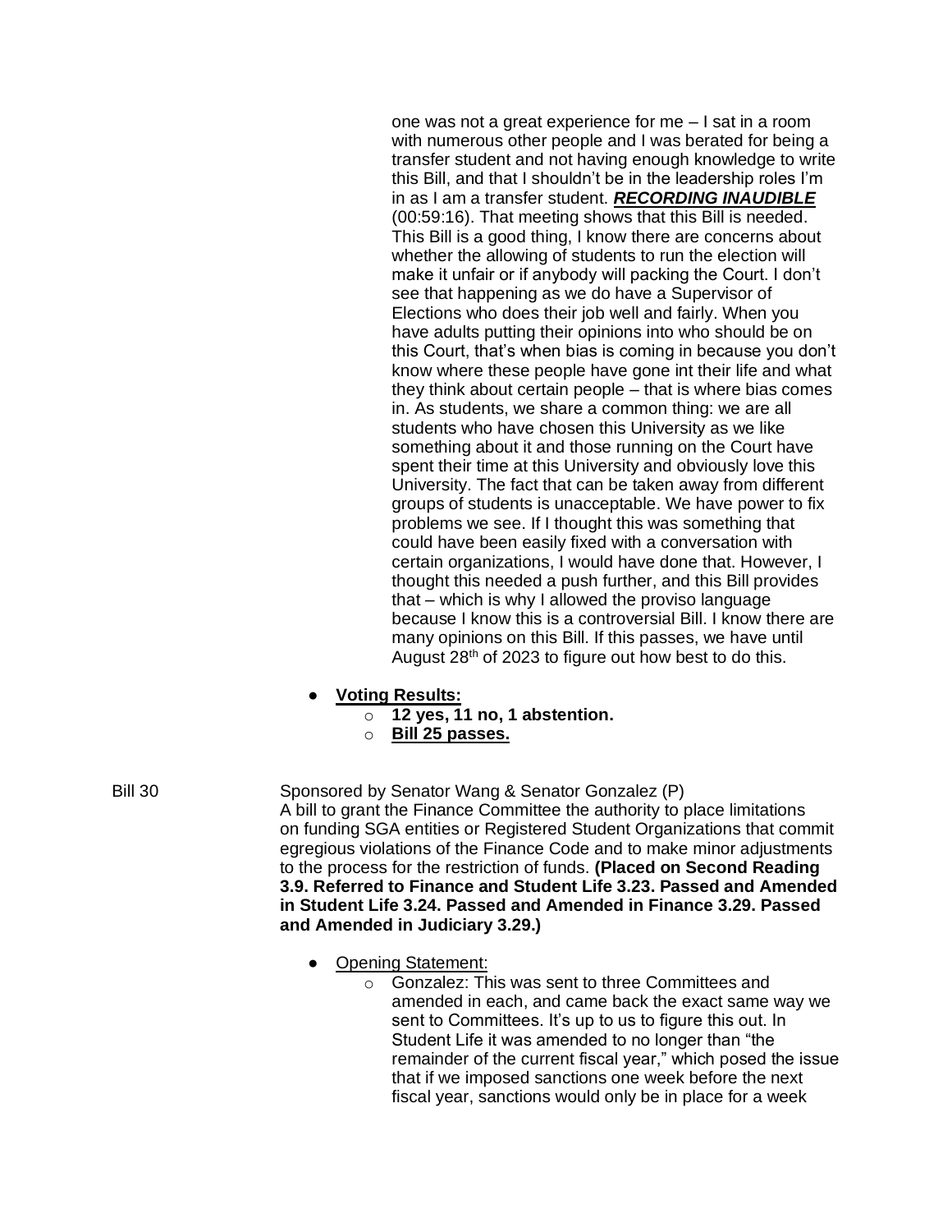one was not a great experience for me – I sat in a room with numerous other people and I was berated for being a transfer student and not having enough knowledge to write this Bill, and that I shouldn't be in the leadership roles I'm in as I am a transfer student. ***<u>RECORDING INAUDIBLE</u>*** (00:59:16). That meeting shows that this Bill is needed. This Bill is a good thing, I know there are concerns about whether the allowing of students to run the election will make it unfair or if anybody will packing the Court. I don't see that happening as we do have a Supervisor of Elections who does their job well and fairly. When you have adults putting their opinions into who should be on this Court, that's when bias is coming in because you don't know where these people have gone int their life and what they think about certain people – that is where bias comes in. As students, we share a common thing: we are all students who have chosen this University as we like something about it and those running on the Court have spent their time at this University and obviously love this University. The fact that can be taken away from different groups of students is unacceptable. We have power to fix problems we see. If I thought this was something that could have been easily fixed with a conversation with certain organizations, I would have done that. However, I thought this needed a push further, and this Bill provides that – which is why I allowed the proviso language because I know this is a controversial Bill. I know there are many opinions on this Bill. If this passes, we have until August 28th of 2023 to figure out how best to do this.

- **<u>Voting Results:</u>**
  - **12 yes, 11 no, 1 abstention.**
  - **<u>Bill 25 passes.</u>**

Bill 30 Sponsored by Senator Wang & Senator Gonzalez (P)
A bill to grant the Finance Committee the authority to place limitations on funding SGA entities or Registered Student Organizations that commit egregious violations of the Finance Code and to make minor adjustments to the process for the restriction of funds. **(Placed on Second Reading 3.9. Referred to Finance and Student Life 3.23. Passed and Amended in Student Life 3.24. Passed and Amended in Finance 3.29. Passed and Amended in Judiciary 3.29.)**

- <u>Opening Statement:</u>
  - Gonzalez: This was sent to three Committees and amended in each, and came back the exact same way we sent to Committees. It's up to us to figure this out. In Student Life it was amended to no longer than "the remainder of the current fiscal year," which posed the issue that if we imposed sanctions one week before the next fiscal year, sanctions would only be in place for a week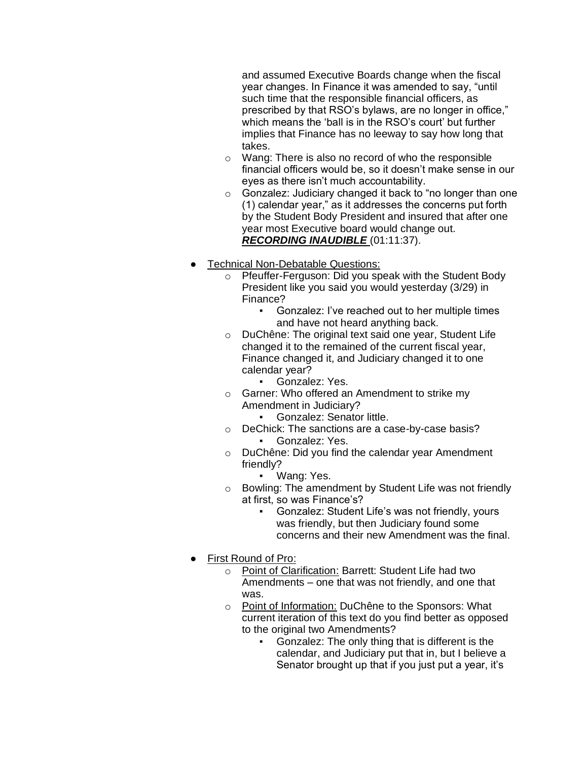and assumed Executive Boards change when the fiscal year changes. In Finance it was amended to say, "until such time that the responsible financial officers, as prescribed by that RSO's bylaws, are no longer in office," which means the 'ball is in the RSO's court' but further implies that Finance has no leeway to say how long that takes.

- Wang: There is also no record of who the responsible financial officers would be, so it doesn't make sense in our eyes as there isn't much accountability.
- Gonzalez: Judiciary changed it back to "no longer than one (1) calendar year," as it addresses the concerns put forth by the Student Body President and insured that after one year most Executive board would change out. ***<u>RECORDING INAUDIBLE</u>*** (01:11:37).

- <u>Technical Non-Debatable Questions:</u>
  - Pfeuffer-Ferguson: Did you speak with the Student Body President like you said you would yesterday (3/29) in Finance?
    - Gonzalez: I've reached out to her multiple times and have not heard anything back.
  - DuChêne: The original text said one year, Student Life changed it to the remained of the current fiscal year, Finance changed it, and Judiciary changed it to one calendar year?
    - Gonzalez: Yes.
  - Garner: Who offered an Amendment to strike my Amendment in Judiciary?
    - Gonzalez: Senator little.
  - DeChick: The sanctions are a case-by-case basis?
    - Gonzalez: Yes.
  - DuChêne: Did you find the calendar year Amendment friendly?
    - Wang: Yes.
  - Bowling: The amendment by Student Life was not friendly at first, so was Finance's?
    - Gonzalez: Student Life's was not friendly, yours was friendly, but then Judiciary found some concerns and their new Amendment was the final.

- <u>First Round of Pro:</u>
  - <u>Point of Clarification:</u> Barrett: Student Life had two Amendments – one that was not friendly, and one that was.
  - <u>Point of Information:</u> DuChêne to the Sponsors: What current iteration of this text do you find better as opposed to the original two Amendments?
    - Gonzalez: The only thing that is different is the calendar, and Judiciary put that in, but I believe a Senator brought up that if you just put a year, it's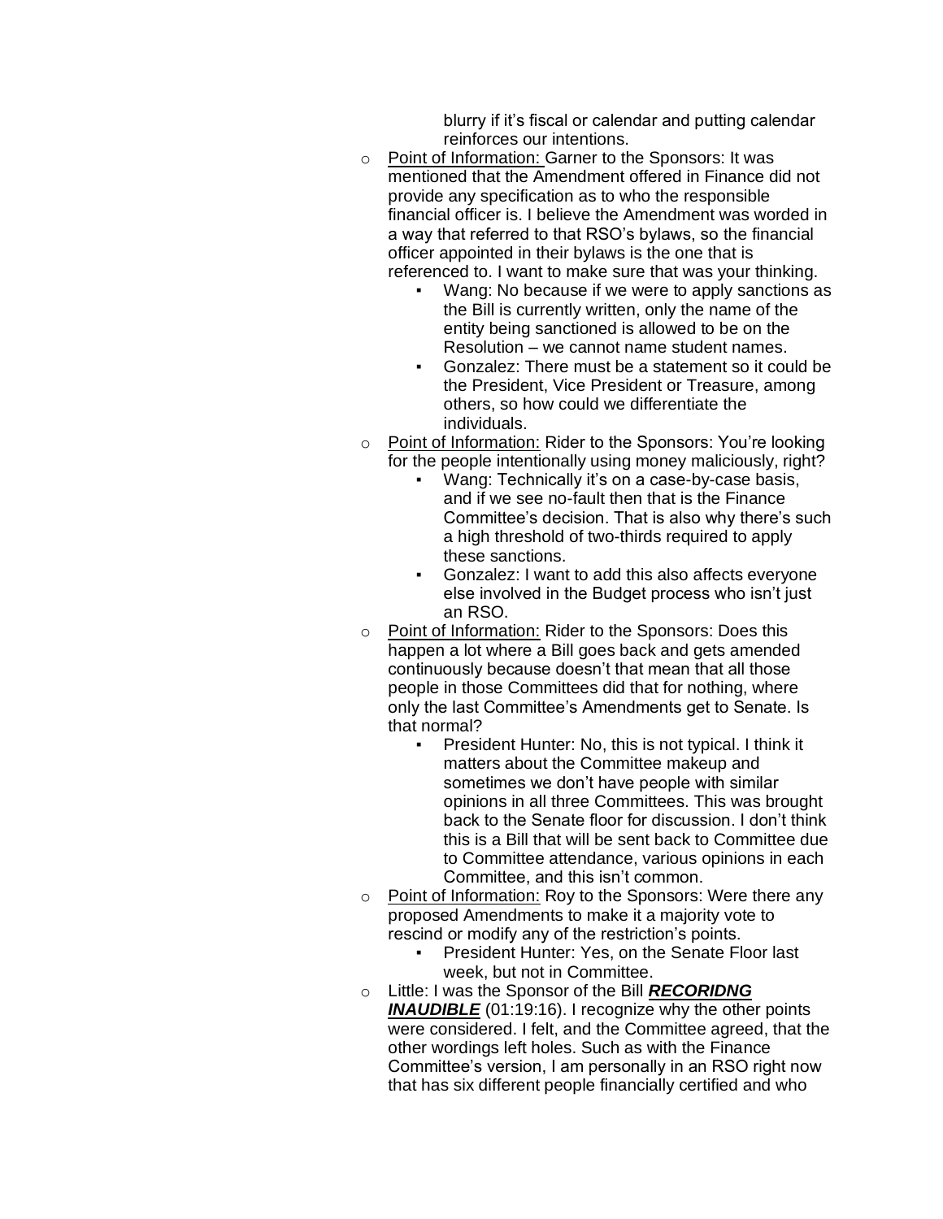blurry if it's fiscal or calendar and putting calendar reinforces our intentions.

- Point of Information: Garner to the Sponsors: It was mentioned that the Amendment offered in Finance did not provide any specification as to who the responsible financial officer is. I believe the Amendment was worded in a way that referred to that RSO's bylaws, so the financial officer appointed in their bylaws is the one that is referenced to. I want to make sure that was your thinking.
  - Wang: No because if we were to apply sanctions as the Bill is currently written, only the name of the entity being sanctioned is allowed to be on the Resolution – we cannot name student names.
  - Gonzalez: There must be a statement so it could be the President, Vice President or Treasure, among others, so how could we differentiate the individuals.
- Point of Information: Rider to the Sponsors: You're looking for the people intentionally using money maliciously, right?
  - Wang: Technically it's on a case-by-case basis, and if we see no-fault then that is the Finance Committee's decision. That is also why there's such a high threshold of two-thirds required to apply these sanctions.
  - Gonzalez: I want to add this also affects everyone else involved in the Budget process who isn't just an RSO.
- Point of Information: Rider to the Sponsors: Does this happen a lot where a Bill goes back and gets amended continuously because doesn't that mean that all those people in those Committees did that for nothing, where only the last Committee's Amendments get to Senate. Is that normal?
  - President Hunter: No, this is not typical. I think it matters about the Committee makeup and sometimes we don't have people with similar opinions in all three Committees. This was brought back to the Senate floor for discussion. I don't think this is a Bill that will be sent back to Committee due to Committee attendance, various opinions in each Committee, and this isn't common.
- Point of Information: Roy to the Sponsors: Were there any proposed Amendments to make it a majority vote to rescind or modify any of the restriction's points.
  - President Hunter: Yes, on the Senate Floor last week, but not in Committee.
- Little: I was the Sponsor of the Bill ***RECORIDNG INAUDIBLE*** (01:19:16). I recognize why the other points were considered. I felt, and the Committee agreed, that the other wordings left holes. Such as with the Finance Committee's version, I am personally in an RSO right now that has six different people financially certified and who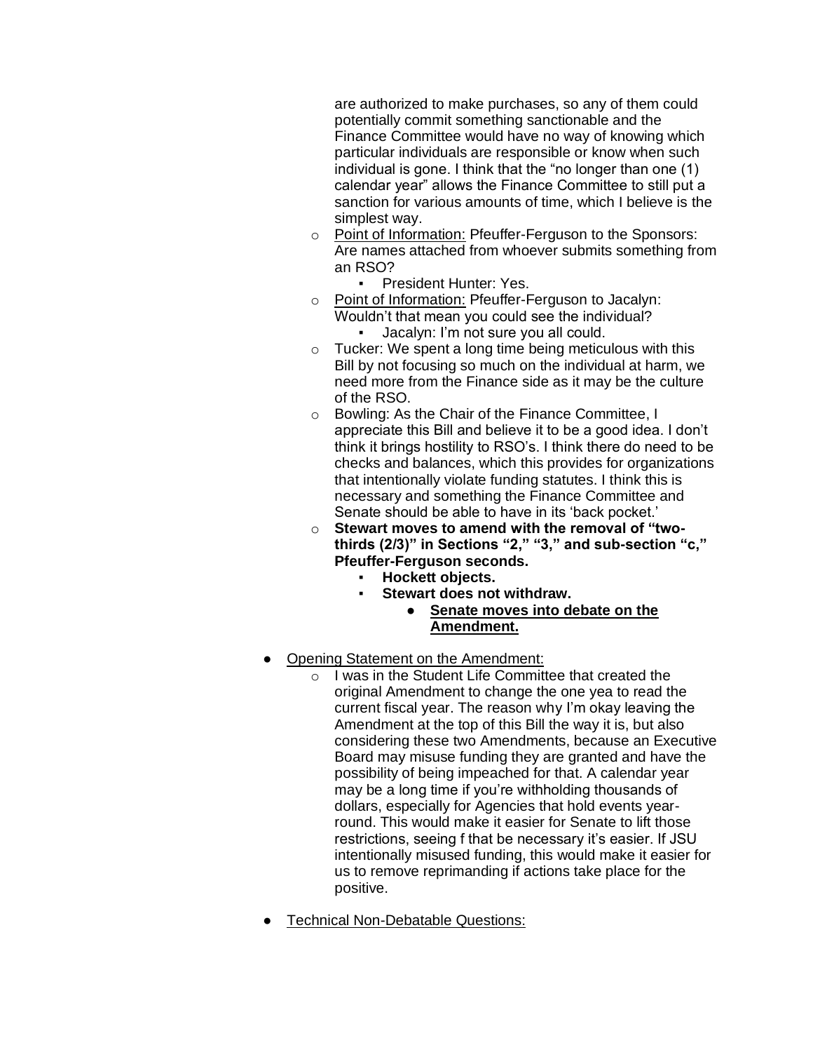are authorized to make purchases, so any of them could potentially commit something sanctionable and the Finance Committee would have no way of knowing which particular individuals are responsible or know when such individual is gone. I think that the "no longer than one (1) calendar year" allows the Finance Committee to still put a sanction for various amounts of time, which I believe is the simplest way.

- Point of Information: Pfeuffer-Ferguson to the Sponsors: Are names attached from whoever submits something from an RSO?
  - President Hunter: Yes.
- Point of Information: Pfeuffer-Ferguson to Jacalyn: Wouldn't that mean you could see the individual?
  - Jacalyn: I'm not sure you all could.
- Tucker: We spent a long time being meticulous with this Bill by not focusing so much on the individual at harm, we need more from the Finance side as it may be the culture of the RSO.
- Bowling: As the Chair of the Finance Committee, I appreciate this Bill and believe it to be a good idea. I don't think it brings hostility to RSO's. I think there do need to be checks and balances, which this provides for organizations that intentionally violate funding statutes. I think this is necessary and something the Finance Committee and Senate should be able to have in its 'back pocket.'
- **Stewart moves to amend with the removal of "two-thirds (2/3)" in Sections "2," "3," and sub-section "c," Pfeuffer-Ferguson seconds.**
  - **Hockett objects.**
  - **Stewart does not withdraw.**
    - **<u>Senate moves into debate on the Amendment.</u>**

- <u>Opening Statement on the Amendment:</u>
  - I was in the Student Life Committee that created the original Amendment to change the one yea to read the current fiscal year. The reason why I'm okay leaving the Amendment at the top of this Bill the way it is, but also considering these two Amendments, because an Executive Board may misuse funding they are granted and have the possibility of being impeached for that. A calendar year may be a long time if you're withholding thousands of dollars, especially for Agencies that hold events year-round. This would make it easier for Senate to lift those restrictions, seeing f that be necessary it's easier. If JSU intentionally misused funding, this would make it easier for us to remove reprimanding if actions take place for the positive.

- <u>Technical Non-Debatable Questions:</u>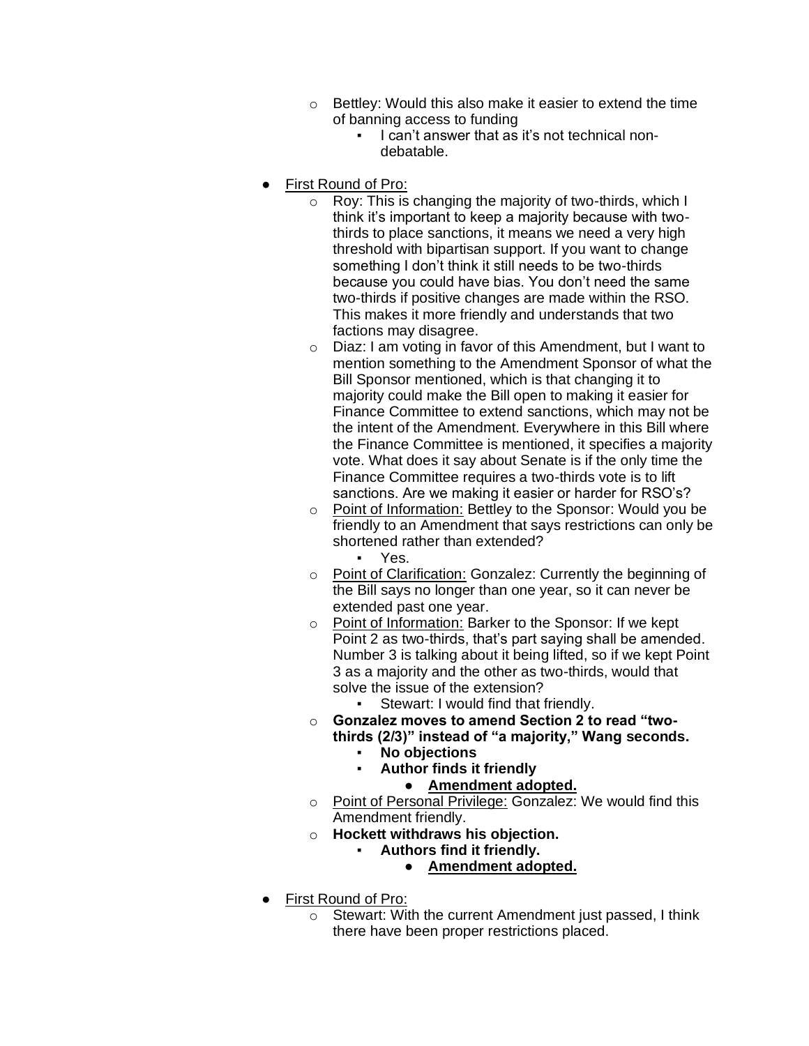- Bettley: Would this also make it easier to extend the time of banning access to funding
  - I can't answer that as it's not technical non-debatable.

- First Round of Pro:
  - Roy: This is changing the majority of two-thirds, which I think it's important to keep a majority because with two-thirds to place sanctions, it means we need a very high threshold with bipartisan support. If you want to change something I don't think it still needs to be two-thirds because you could have bias. You don't need the same two-thirds if positive changes are made within the RSO. This makes it more friendly and understands that two factions may disagree.
  - Diaz: I am voting in favor of this Amendment, but I want to mention something to the Amendment Sponsor of what the Bill Sponsor mentioned, which is that changing it to majority could make the Bill open to making it easier for Finance Committee to extend sanctions, which may not be the intent of the Amendment. Everywhere in this Bill where the Finance Committee is mentioned, it specifies a majority vote. What does it say about Senate is if the only time the Finance Committee requires a two-thirds vote is to lift sanctions. Are we making it easier or harder for RSO's?
  - Point of Information: Bettley to the Sponsor: Would you be friendly to an Amendment that says restrictions can only be shortened rather than extended?
    - Yes.
  - Point of Clarification: Gonzalez: Currently the beginning of the Bill says no longer than one year, so it can never be extended past one year.
  - Point of Information: Barker to the Sponsor: If we kept Point 2 as two-thirds, that's part saying shall be amended. Number 3 is talking about it being lifted, so if we kept Point 3 as a majority and the other as two-thirds, would that solve the issue of the extension?
    - Stewart: I would find that friendly.
  - **Gonzalez moves to amend Section 2 to read "two-thirds (2/3)" instead of "a majority," Wang seconds.**
    - **No objections**
    - **Author finds it friendly**
      - **Amendment adopted.**
  - Point of Personal Privilege: Gonzalez: We would find this Amendment friendly.
  - **Hockett withdraws his objection.**
    - **Authors find it friendly.**
      - **Amendment adopted.**

- First Round of Pro:
  - Stewart: With the current Amendment just passed, I think there have been proper restrictions placed.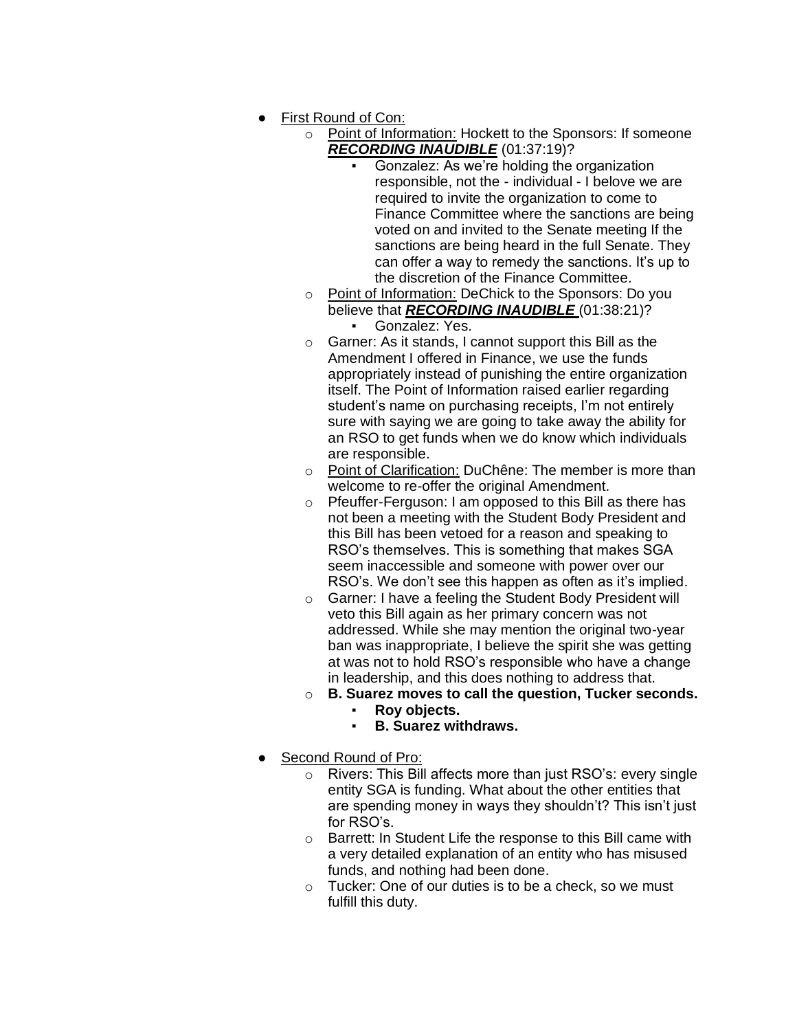- First Round of Con:
    - Point of Information: Hockett to the Sponsors: If someone ***RECORDING INAUDIBLE*** (01:37:19)?
        - Gonzalez: As we're holding the organization responsible, not the - individual - I belove we are required to invite the organization to come to Finance Committee where the sanctions are being voted on and invited to the Senate meeting If the sanctions are being heard in the full Senate. They can offer a way to remedy the sanctions. It's up to the discretion of the Finance Committee.
    - Point of Information: DeChick to the Sponsors: Do you believe that ***RECORDING INAUDIBLE*** (01:38:21)?
        - Gonzalez: Yes.
    - Garner: As it stands, I cannot support this Bill as the Amendment I offered in Finance, we use the funds appropriately instead of punishing the entire organization itself. The Point of Information raised earlier regarding student's name on purchasing receipts, I'm not entirely sure with saying we are going to take away the ability for an RSO to get funds when we do know which individuals are responsible.
    - Point of Clarification: DuChêne: The member is more than welcome to re-offer the original Amendment.
    - Pfeuffer-Ferguson: I am opposed to this Bill as there has not been a meeting with the Student Body President and this Bill has been vetoed for a reason and speaking to RSO's themselves. This is something that makes SGA seem inaccessible and someone with power over our RSO's. We don't see this happen as often as it's implied.
    - Garner: I have a feeling the Student Body President will veto this Bill again as her primary concern was not addressed. While she may mention the original two-year ban was inappropriate, I believe the spirit she was getting at was not to hold RSO's responsible who have a change in leadership, and this does nothing to address that.
    - **B. Suarez moves to call the question, Tucker seconds.**
        - **Roy objects.**
        - **B. Suarez withdraws.**

- Second Round of Pro:
    - Rivers: This Bill affects more than just RSO's: every single entity SGA is funding. What about the other entities that are spending money in ways they shouldn't? This isn't just for RSO's.
    - Barrett: In Student Life the response to this Bill came with a very detailed explanation of an entity who has misused funds, and nothing had been done.
    - Tucker: One of our duties is to be a check, so we must fulfill this duty.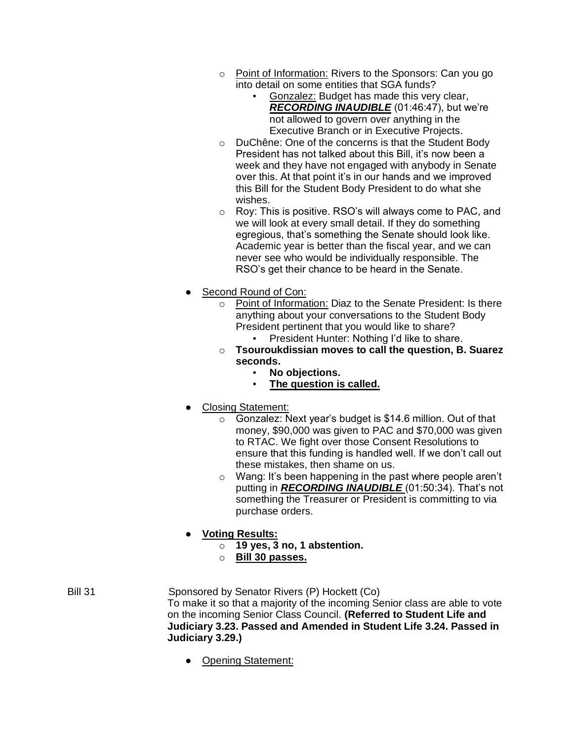- Point of Information: Rivers to the Sponsors: Can you go into detail on some entities that SGA funds?
  - Gonzalez: Budget has made this very clear, ***RECORDING INAUDIBLE*** (01:46:47), but we're not allowed to govern over anything in the Executive Branch or in Executive Projects.
- DuChêne: One of the concerns is that the Student Body President has not talked about this Bill, it's now been a week and they have not engaged with anybody in Senate over this. At that point it's in our hands and we improved this Bill for the Student Body President to do what she wishes.
- Roy: This is positive. RSO's will always come to PAC, and we will look at every small detail. If they do something egregious, that's something the Senate should look like. Academic year is better than the fiscal year, and we can never see who would be individually responsible. The RSO's get their chance to be heard in the Senate.

- Second Round of Con:
  - Point of Information: Diaz to the Senate President: Is there anything about your conversations to the Student Body President pertinent that you would like to share?
    - President Hunter: Nothing I'd like to share.
  - **Tsouroukdissian moves to call the question, B. Suarez seconds.**
    - **No objections.**
    - **The question is called.**

- Closing Statement:
  - Gonzalez: Next year's budget is $14.6 million. Out of that money, $90,000 was given to PAC and $70,000 was given to RTAC. We fight over those Consent Resolutions to ensure that this funding is handled well. If we don't call out these mistakes, then shame on us.
  - Wang: It's been happening in the past where people aren't putting in ***RECORDING INAUDIBLE*** (01:50:34). That's not something the Treasurer or President is committing to via purchase orders.

- **Voting Results:**
  - **19 yes, 3 no, 1 abstention.**
  - **Bill 30 passes.**

Bill 31 Sponsored by Senator Rivers (P) Hockett (Co)
To make it so that a majority of the incoming Senior class are able to vote on the incoming Senior Class Council. **(Referred to Student Life and Judiciary 3.23. Passed and Amended in Student Life 3.24. Passed in Judiciary 3.29.)**

- Opening Statement: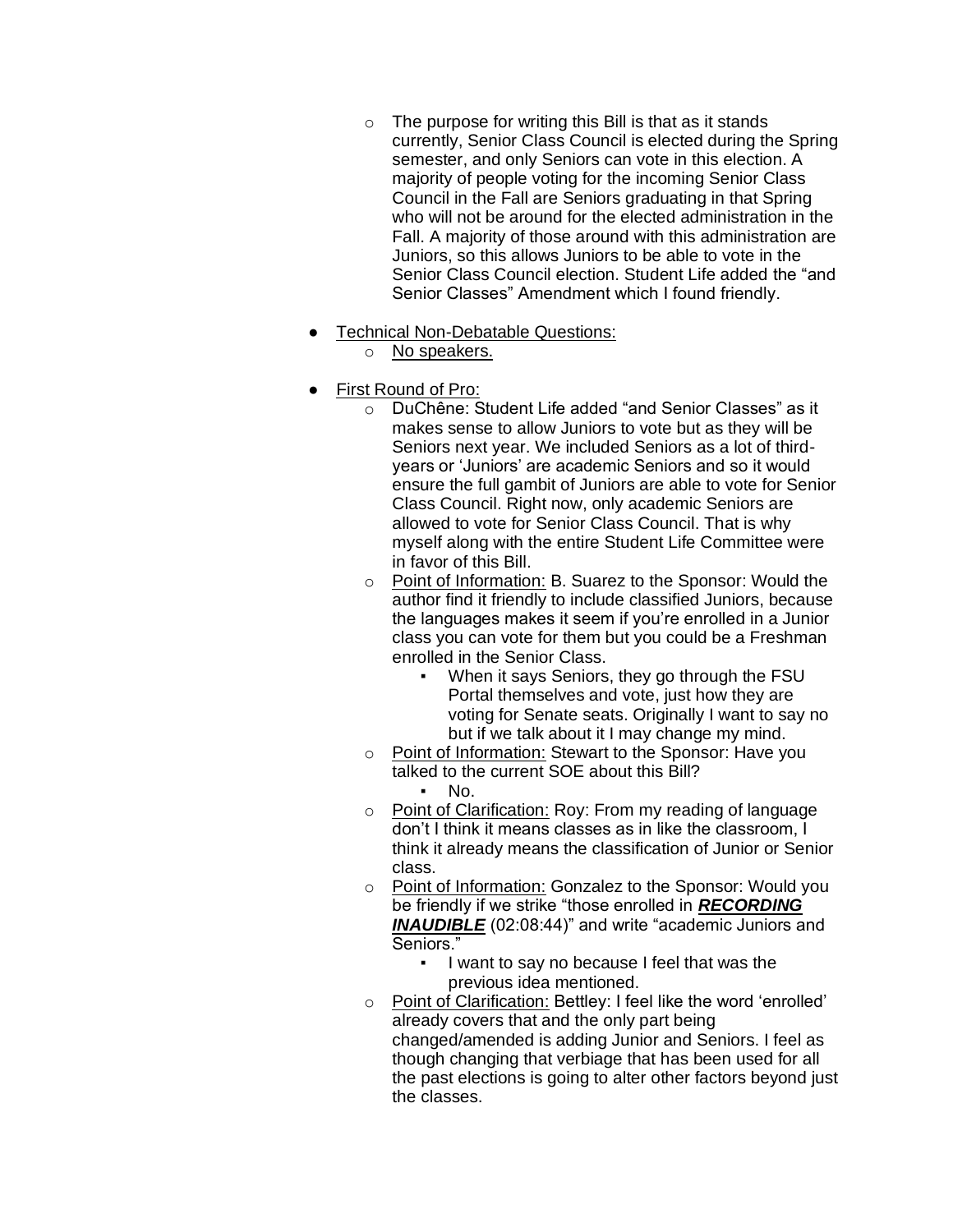- The purpose for writing this Bill is that as it stands currently, Senior Class Council is elected during the Spring semester, and only Seniors can vote in this election. A majority of people voting for the incoming Senior Class Council in the Fall are Seniors graduating in that Spring who will not be around for the elected administration in the Fall. A majority of those around with this administration are Juniors, so this allows Juniors to be able to vote in the Senior Class Council election. Student Life added the "and Senior Classes" Amendment which I found friendly.

- <u>Technical Non-Debatable Questions:</u>
  - <u>No speakers.</u>

- <u>First Round of Pro:</u>
  - DuChêne: Student Life added "and Senior Classes" as it makes sense to allow Juniors to vote but as they will be Seniors next year. We included Seniors as a lot of third-years or 'Juniors' are academic Seniors and so it would ensure the full gambit of Juniors are able to vote for Senior Class Council. Right now, only academic Seniors are allowed to vote for Senior Class Council. That is why myself along with the entire Student Life Committee were in favor of this Bill.
  - <u>Point of Information:</u> B. Suarez to the Sponsor: Would the author find it friendly to include classified Juniors, because the languages makes it seem if you're enrolled in a Junior class you can vote for them but you could be a Freshman enrolled in the Senior Class.
    - When it says Seniors, they go through the FSU Portal themselves and vote, just how they are voting for Senate seats. Originally I want to say no but if we talk about it I may change my mind.
  - <u>Point of Information:</u> Stewart to the Sponsor: Have you talked to the current SOE about this Bill?
    - No.
  - <u>Point of Clarification:</u> Roy: From my reading of language don't I think it means classes as in like the classroom, I think it already means the classification of Junior or Senior class.
  - <u>Point of Information:</u> Gonzalez to the Sponsor: Would you be friendly if we strike "those enrolled in ***<u>RECORDING INAUDIBLE</u>*** (02:08:44)" and write "academic Juniors and Seniors."
    - I want to say no because I feel that was the previous idea mentioned.
  - <u>Point of Clarification:</u> Bettley: I feel like the word 'enrolled' already covers that and the only part being changed/amended is adding Junior and Seniors. I feel as though changing that verbiage that has been used for all the past elections is going to alter other factors beyond just the classes.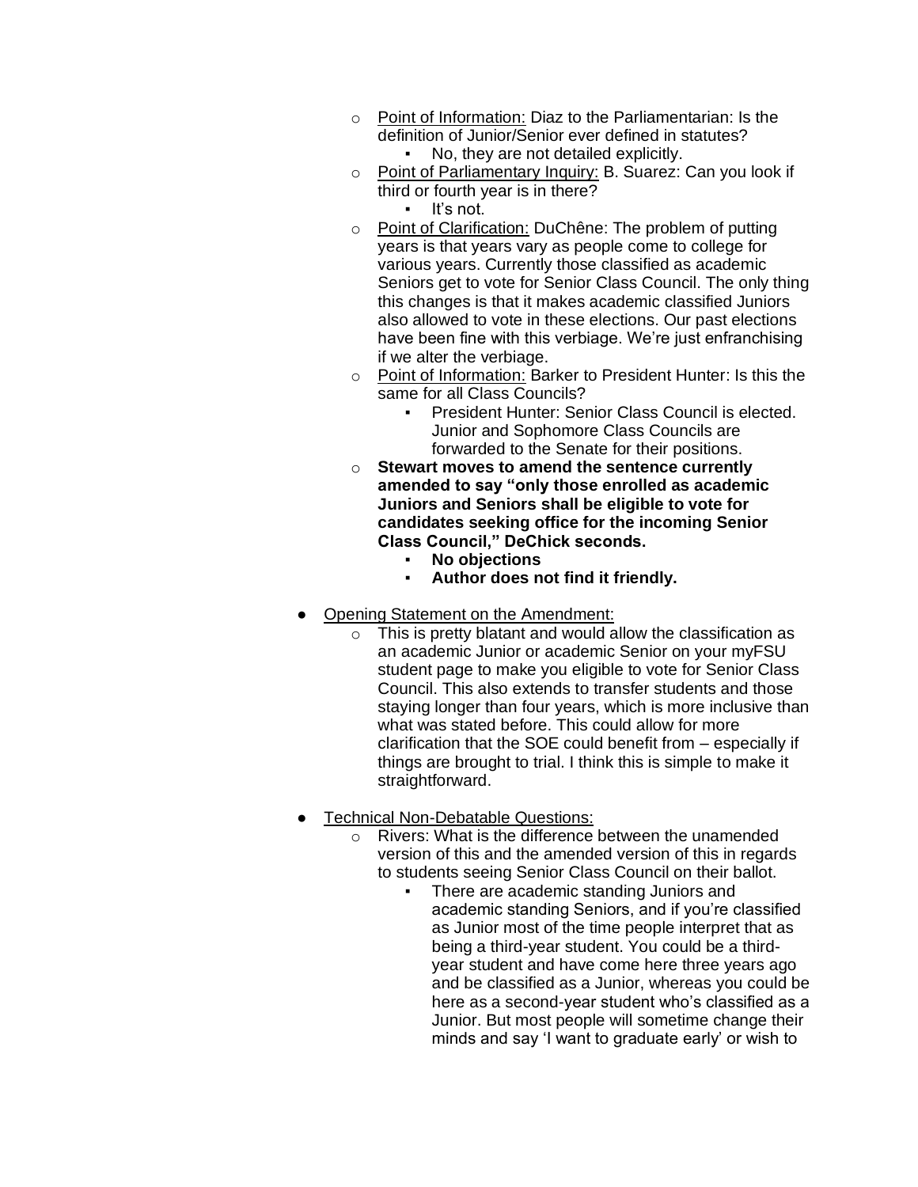- Point of Information: Diaz to the Parliamentarian: Is the definition of Junior/Senior ever defined in statutes?
    - No, they are not detailed explicitly.
  - Point of Parliamentary Inquiry: B. Suarez: Can you look if third or fourth year is in there?
    - It's not.
  - Point of Clarification: DuChêne: The problem of putting years is that years vary as people come to college for various years. Currently those classified as academic Seniors get to vote for Senior Class Council. The only thing this changes is that it makes academic classified Juniors also allowed to vote in these elections. Our past elections have been fine with this verbiage. We're just enfranchising if we alter the verbiage.
  - Point of Information: Barker to President Hunter: Is this the same for all Class Councils?
    - President Hunter: Senior Class Council is elected. Junior and Sophomore Class Councils are forwarded to the Senate for their positions.
  - **Stewart moves to amend the sentence currently amended to say "only those enrolled as academic Juniors and Seniors shall be eligible to vote for candidates seeking office for the incoming Senior Class Council," DeChick seconds.**
    - **No objections**
    - **Author does not find it friendly.**

- Opening Statement on the Amendment:
  - This is pretty blatant and would allow the classification as an academic Junior or academic Senior on your myFSU student page to make you eligible to vote for Senior Class Council. This also extends to transfer students and those staying longer than four years, which is more inclusive than what was stated before. This could allow for more clarification that the SOE could benefit from – especially if things are brought to trial. I think this is simple to make it straightforward.

- Technical Non-Debatable Questions:
  - Rivers: What is the difference between the unamended version of this and the amended version of this in regards to students seeing Senior Class Council on their ballot.
    - There are academic standing Juniors and academic standing Seniors, and if you're classified as Junior most of the time people interpret that as being a third-year student. You could be a third-year student and have come here three years ago and be classified as a Junior, whereas you could be here as a second-year student who's classified as a Junior. But most people will sometime change their minds and say 'I want to graduate early' or wish to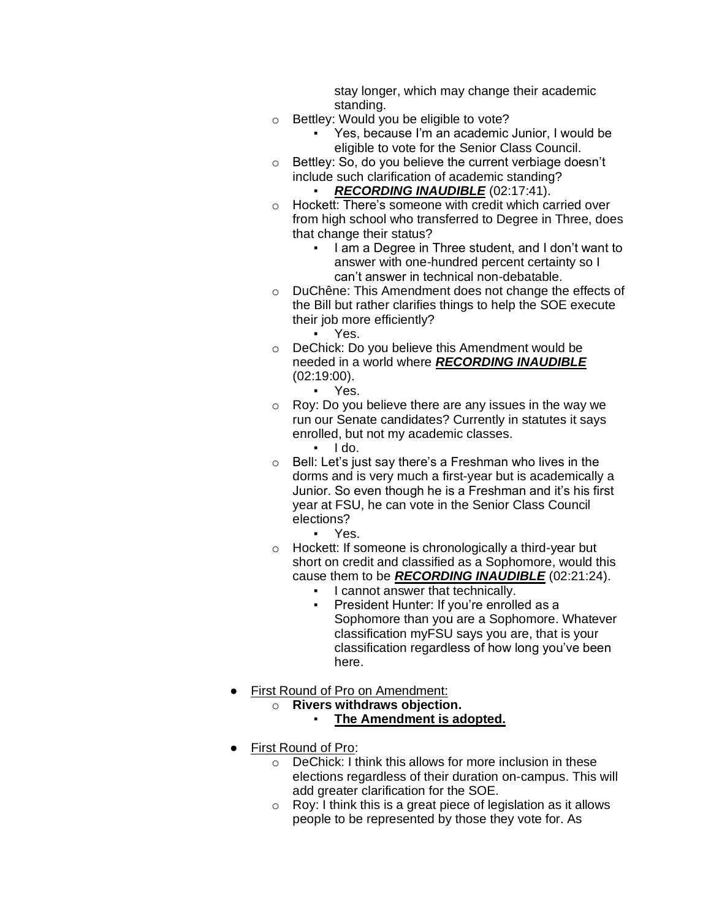- stay longer, which may change their academic standing.
  - Bettley: Would you be eligible to vote?
    - Yes, because I'm an academic Junior, I would be eligible to vote for the Senior Class Council.
  - Bettley: So, do you believe the current verbiage doesn't include such clarification of academic standing?
    - ***<u>RECORDING INAUDIBLE</u>*** (02:17:41).
  - Hockett: There's someone with credit which carried over from high school who transferred to Degree in Three, does that change their status?
    - I am a Degree in Three student, and I don't want to answer with one-hundred percent certainty so I can't answer in technical non-debatable.
  - DuChêne: This Amendment does not change the effects of the Bill but rather clarifies things to help the SOE execute their job more efficiently?
    - Yes.
  - DeChick: Do you believe this Amendment would be needed in a world where ***<u>RECORDING INAUDIBLE</u>*** (02:19:00).
    - Yes.
  - Roy: Do you believe there are any issues in the way we run our Senate candidates? Currently in statutes it says enrolled, but not my academic classes.
    - I do.
  - Bell: Let's just say there's a Freshman who lives in the dorms and is very much a first-year but is academically a Junior. So even though he is a Freshman and it's his first year at FSU, he can vote in the Senior Class Council elections?
    - Yes.
  - Hockett: If someone is chronologically a third-year but short on credit and classified as a Sophomore, would this cause them to be ***<u>RECORDING INAUDIBLE</u>*** (02:21:24).
    - I cannot answer that technically.
    - President Hunter: If you're enrolled as a Sophomore than you are a Sophomore. Whatever classification myFSU says you are, that is your classification regardless of how long you've been here.

- <u>First Round of Pro on Amendment:</u>
  - **Rivers withdraws objection.**
    - **<u>The Amendment is adopted.</u>**

- <u>First Round of Pro</u>:
  - DeChick: I think this allows for more inclusion in these elections regardless of their duration on-campus. This will add greater clarification for the SOE.
  - Roy: I think this is a great piece of legislation as it allows people to be represented by those they vote for. As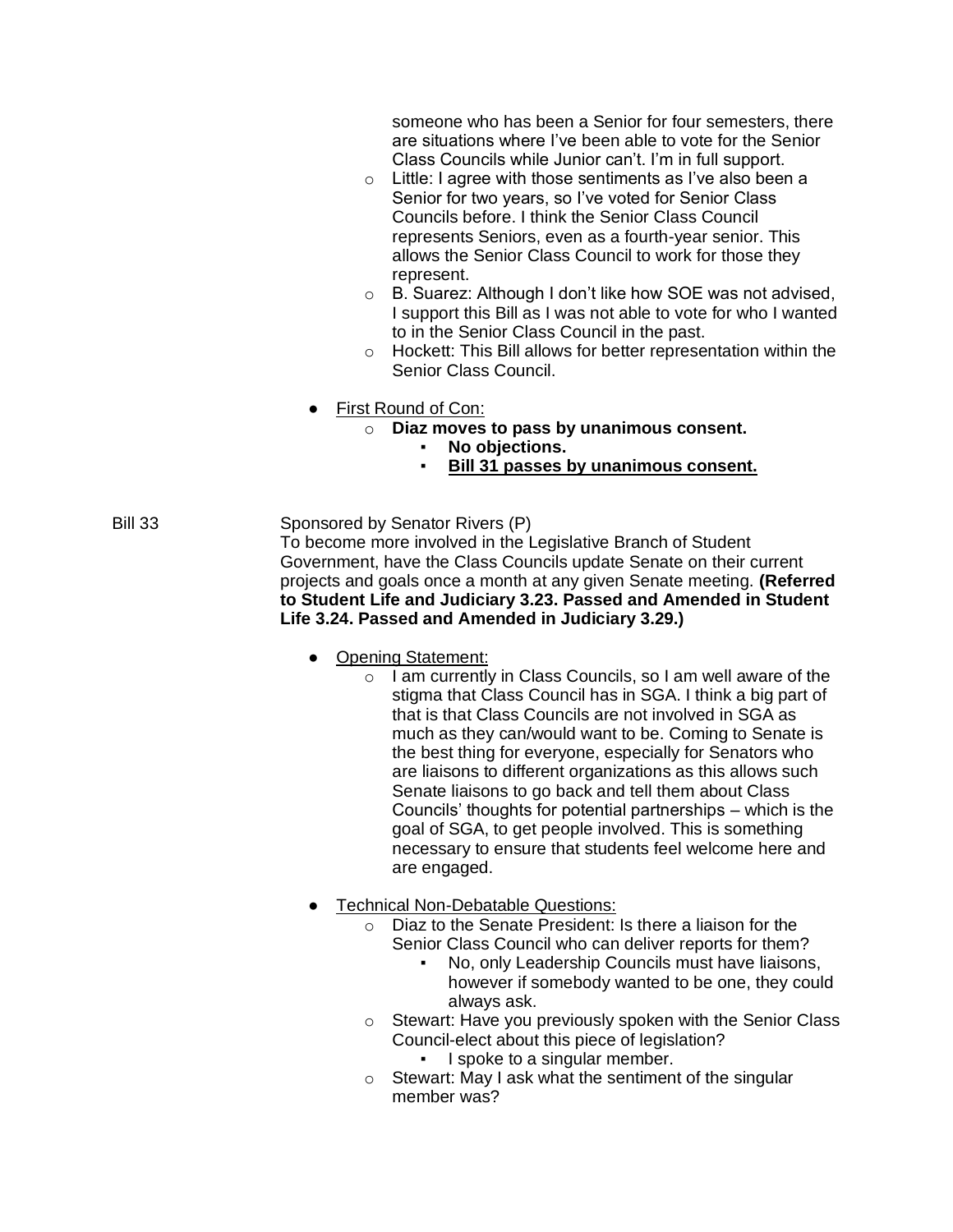someone who has been a Senior for four semesters, there are situations where I've been able to vote for the Senior Class Councils while Junior can't. I'm in full support.

- Little: I agree with those sentiments as I've also been a Senior for two years, so I've voted for Senior Class Councils before. I think the Senior Class Council represents Seniors, even as a fourth-year senior. This allows the Senior Class Council to work for those they represent.
- B. Suarez: Although I don't like how SOE was not advised, I support this Bill as I was not able to vote for who I wanted to in the Senior Class Council in the past.
- Hockett: This Bill allows for better representation within the Senior Class Council.

- First Round of Con:
  - **Diaz moves to pass by unanimous consent.**
    - **No objections.**
    - **Bill 31 passes by unanimous consent.**

Bill 33 — Sponsored by Senator Rivers (P)

To become more involved in the Legislative Branch of Student Government, have the Class Councils update Senate on their current projects and goals once a month at any given Senate meeting. **(Referred to Student Life and Judiciary 3.23. Passed and Amended in Student Life 3.24. Passed and Amended in Judiciary 3.29.)**

- Opening Statement:
  - I am currently in Class Councils, so I am well aware of the stigma that Class Council has in SGA. I think a big part of that is that Class Councils are not involved in SGA as much as they can/would want to be. Coming to Senate is the best thing for everyone, especially for Senators who are liaisons to different organizations as this allows such Senate liaisons to go back and tell them about Class Councils' thoughts for potential partnerships – which is the goal of SGA, to get people involved. This is something necessary to ensure that students feel welcome here and are engaged.

- Technical Non-Debatable Questions:
  - Diaz to the Senate President: Is there a liaison for the Senior Class Council who can deliver reports for them?
    - No, only Leadership Councils must have liaisons, however if somebody wanted to be one, they could always ask.
  - Stewart: Have you previously spoken with the Senior Class Council-elect about this piece of legislation?
    - I spoke to a singular member.
  - Stewart: May I ask what the sentiment of the singular member was?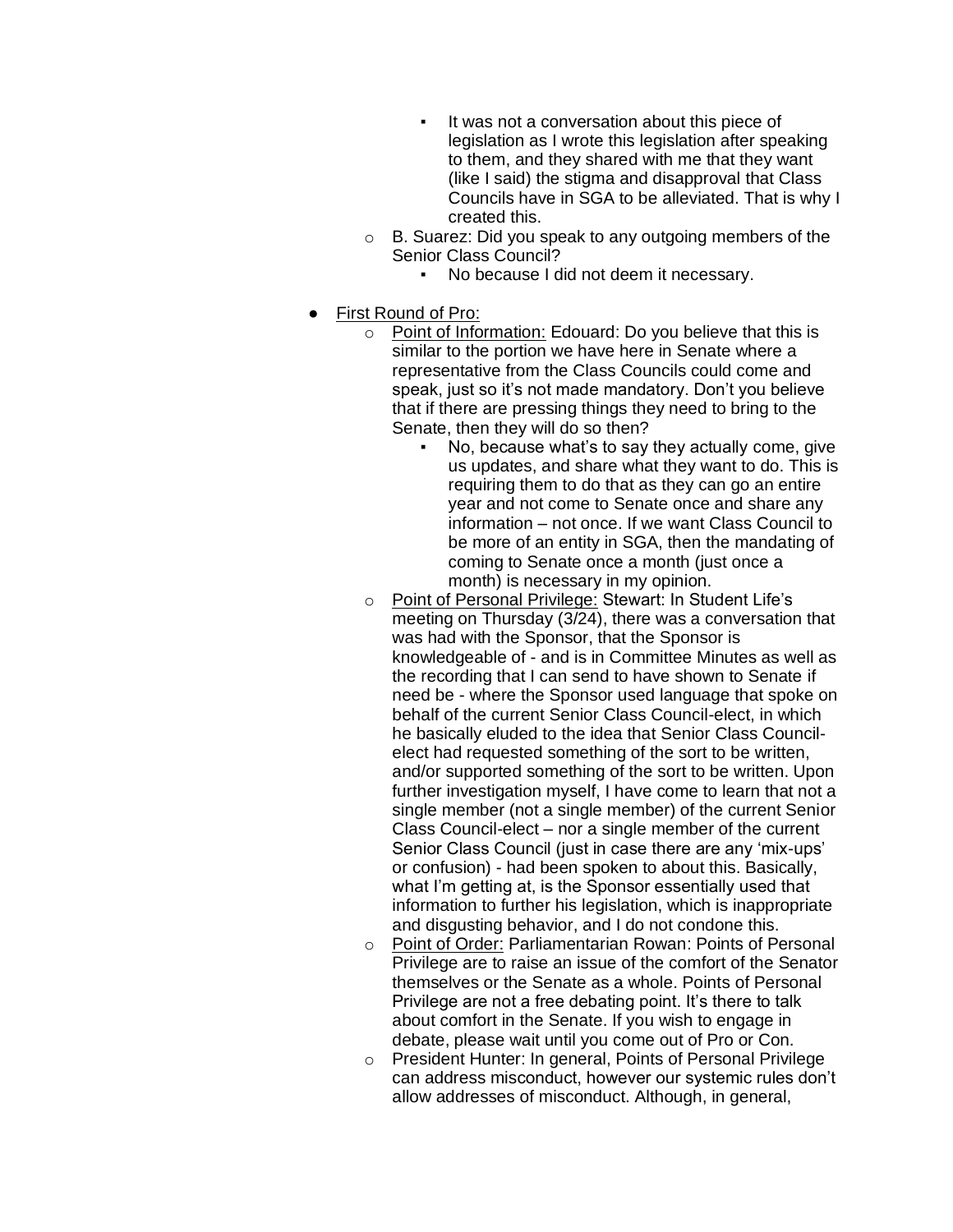- It was not a conversation about this piece of legislation as I wrote this legislation after speaking to them, and they shared with me that they want (like I said) the stigma and disapproval that Class Councils have in SGA to be alleviated. That is why I created this.
  - B. Suarez: Did you speak to any outgoing members of the Senior Class Council?
    - No because I did not deem it necessary.

- <u>First Round of Pro:</u>
  - <u>Point of Information:</u> Edouard: Do you believe that this is similar to the portion we have here in Senate where a representative from the Class Councils could come and speak, just so it's not made mandatory. Don't you believe that if there are pressing things they need to bring to the Senate, then they will do so then?
    - No, because what's to say they actually come, give us updates, and share what they want to do. This is requiring them to do that as they can go an entire year and not come to Senate once and share any information – not once. If we want Class Council to be more of an entity in SGA, then the mandating of coming to Senate once a month (just once a month) is necessary in my opinion.
  - <u>Point of Personal Privilege:</u> Stewart: In Student Life's meeting on Thursday (3/24), there was a conversation that was had with the Sponsor, that the Sponsor is knowledgeable of - and is in Committee Minutes as well as the recording that I can send to have shown to Senate if need be - where the Sponsor used language that spoke on behalf of the current Senior Class Council-elect, in which he basically eluded to the idea that Senior Class Council-elect had requested something of the sort to be written, and/or supported something of the sort to be written. Upon further investigation myself, I have come to learn that not a single member (not a single member) of the current Senior Class Council-elect – nor a single member of the current Senior Class Council (just in case there are any 'mix-ups' or confusion) - had been spoken to about this. Basically, what I'm getting at, is the Sponsor essentially used that information to further his legislation, which is inappropriate and disgusting behavior, and I do not condone this.
  - <u>Point of Order:</u> Parliamentarian Rowan: Points of Personal Privilege are to raise an issue of the comfort of the Senator themselves or the Senate as a whole. Points of Personal Privilege are not a free debating point. It's there to talk about comfort in the Senate. If you wish to engage in debate, please wait until you come out of Pro or Con.
  - President Hunter: In general, Points of Personal Privilege can address misconduct, however our systemic rules don't allow addresses of misconduct. Although, in general,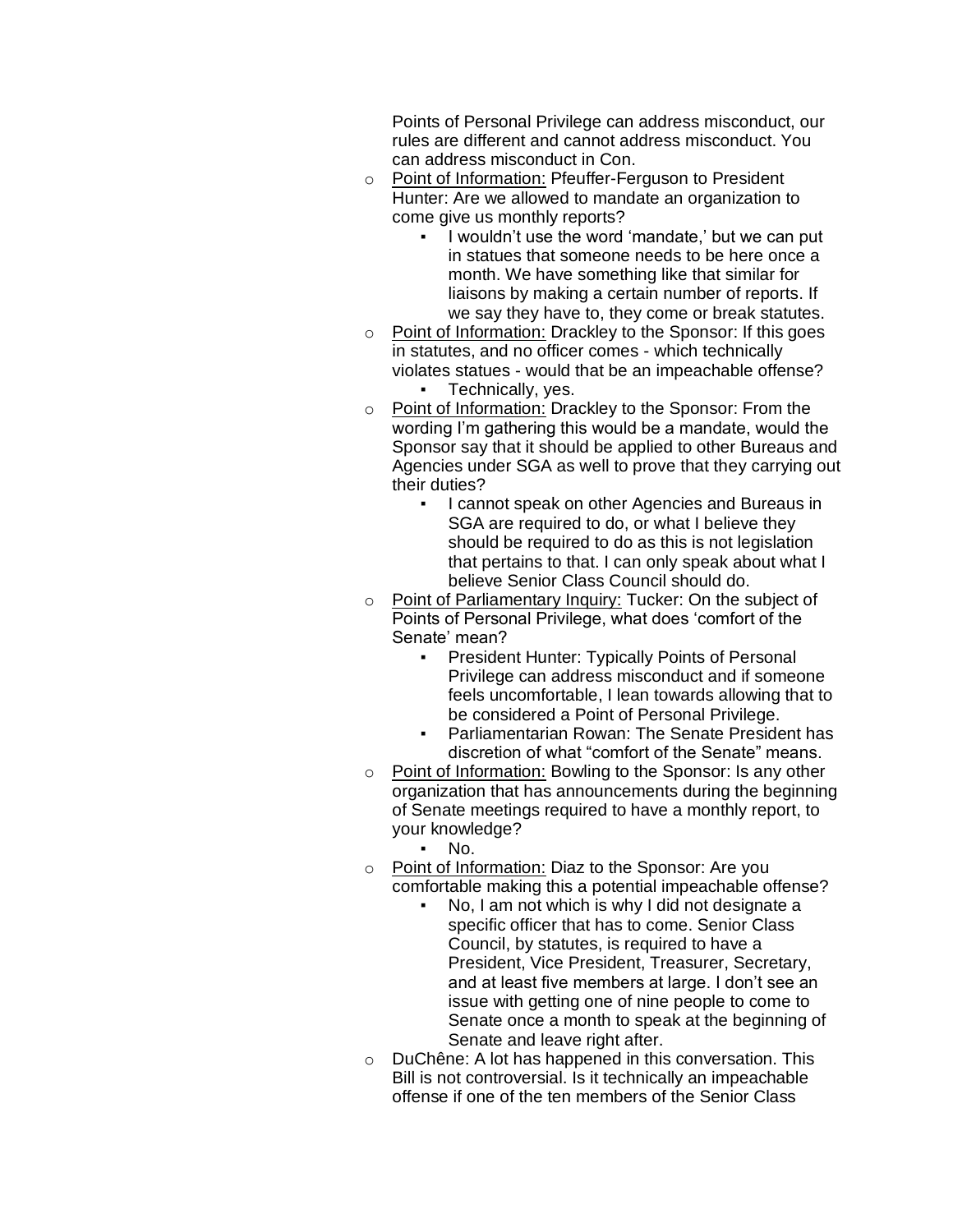Points of Personal Privilege can address misconduct, our rules are different and cannot address misconduct. You can address misconduct in Con.

- Point of Information: Pfeuffer-Ferguson to President Hunter: Are we allowed to mandate an organization to come give us monthly reports?
  - I wouldn't use the word 'mandate,' but we can put in statues that someone needs to be here once a month. We have something like that similar for liaisons by making a certain number of reports. If we say they have to, they come or break statutes.
- Point of Information: Drackley to the Sponsor: If this goes in statutes, and no officer comes - which technically violates statues - would that be an impeachable offense?
  - Technically, yes.
- Point of Information: Drackley to the Sponsor: From the wording I'm gathering this would be a mandate, would the Sponsor say that it should be applied to other Bureaus and Agencies under SGA as well to prove that they carrying out their duties?
  - I cannot speak on other Agencies and Bureaus in SGA are required to do, or what I believe they should be required to do as this is not legislation that pertains to that. I can only speak about what I believe Senior Class Council should do.
- Point of Parliamentary Inquiry: Tucker: On the subject of Points of Personal Privilege, what does 'comfort of the Senate' mean?
  - President Hunter: Typically Points of Personal Privilege can address misconduct and if someone feels uncomfortable, I lean towards allowing that to be considered a Point of Personal Privilege.
  - Parliamentarian Rowan: The Senate President has discretion of what "comfort of the Senate" means.
- Point of Information: Bowling to the Sponsor: Is any other organization that has announcements during the beginning of Senate meetings required to have a monthly report, to your knowledge?
  - No.
- Point of Information: Diaz to the Sponsor: Are you comfortable making this a potential impeachable offense?
  - No, I am not which is why I did not designate a specific officer that has to come. Senior Class Council, by statutes, is required to have a President, Vice President, Treasurer, Secretary, and at least five members at large. I don't see an issue with getting one of nine people to come to Senate once a month to speak at the beginning of Senate and leave right after.
- DuChêne: A lot has happened in this conversation. This Bill is not controversial. Is it technically an impeachable offense if one of the ten members of the Senior Class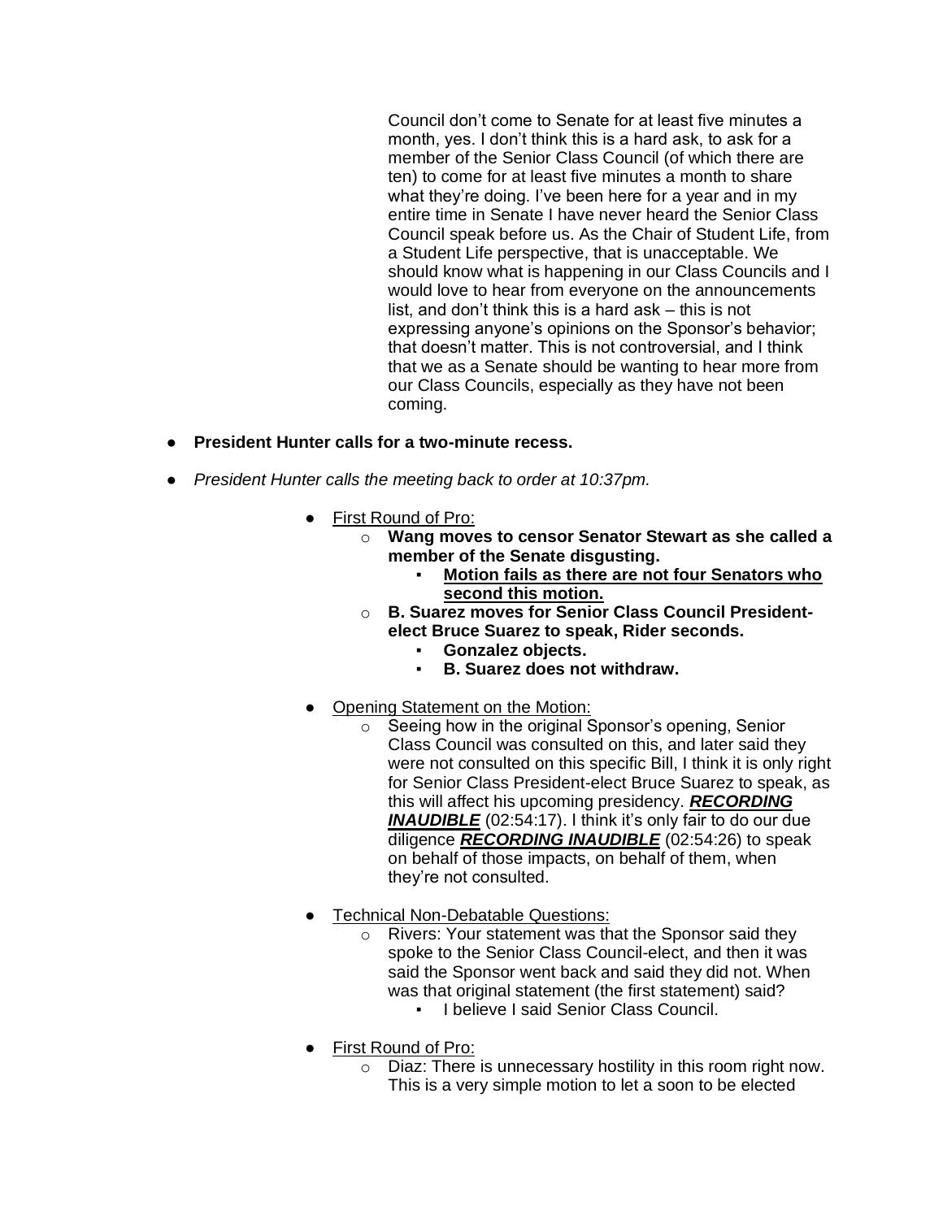Council don't come to Senate for at least five minutes a month, yes. I don't think this is a hard ask, to ask for a member of the Senior Class Council (of which there are ten) to come for at least five minutes a month to share what they're doing. I've been here for a year and in my entire time in Senate I have never heard the Senior Class Council speak before us. As the Chair of Student Life, from a Student Life perspective, that is unacceptable. We should know what is happening in our Class Councils and I would love to hear from everyone on the announcements list, and don't think this is a hard ask – this is not expressing anyone's opinions on the Sponsor's behavior; that doesn't matter. This is not controversial, and I think that we as a Senate should be wanting to hear more from our Class Councils, especially as they have not been coming.

- **President Hunter calls for a two-minute recess.**
- *President Hunter calls the meeting back to order at 10:37pm.*
    - First Round of Pro:
        - **Wang moves to censor Senator Stewart as she called a member of the Senate disgusting.**
            - **Motion fails as there are not four Senators who second this motion.**
        - **B. Suarez moves for Senior Class Council President-elect Bruce Suarez to speak, Rider seconds.**
            - **Gonzalez objects.**
            - **B. Suarez does not withdraw.**
    - Opening Statement on the Motion:
        - Seeing how in the original Sponsor's opening, Senior Class Council was consulted on this, and later said they were not consulted on this specific Bill, I think it is only right for Senior Class President-elect Bruce Suarez to speak, as this will affect his upcoming presidency. ***RECORDING INAUDIBLE*** (02:54:17). I think it's only fair to do our due diligence ***RECORDING INAUDIBLE*** (02:54:26) to speak on behalf of those impacts, on behalf of them, when they're not consulted.
    - Technical Non-Debatable Questions:
        - Rivers: Your statement was that the Sponsor said they spoke to the Senior Class Council-elect, and then it was said the Sponsor went back and said they did not. When was that original statement (the first statement) said?
            - I believe I said Senior Class Council.
    - First Round of Pro:
        - Diaz: There is unnecessary hostility in this room right now. This is a very simple motion to let a soon to be elected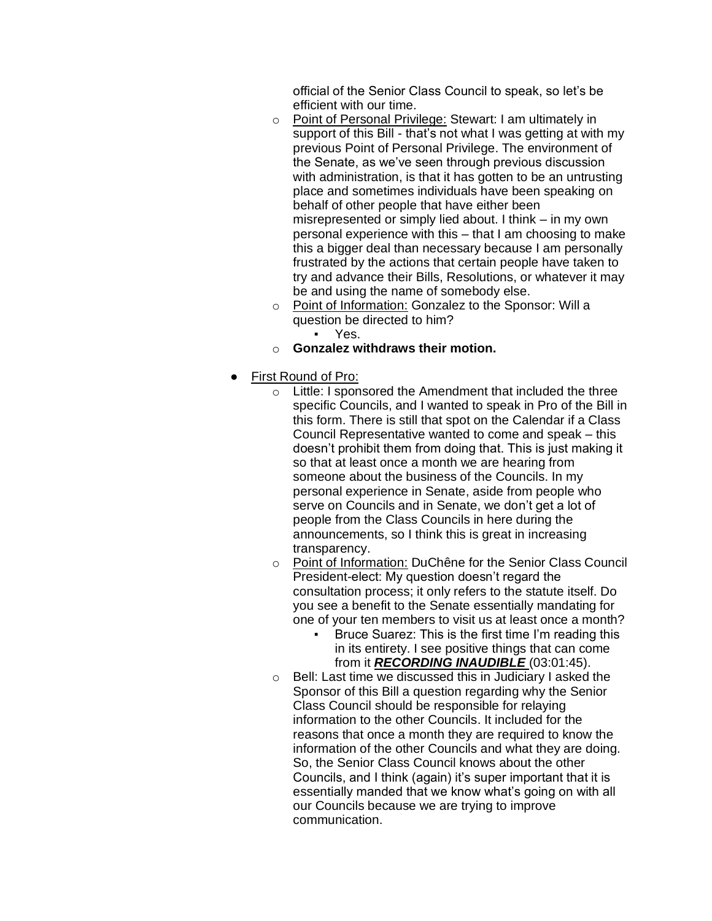official of the Senior Class Council to speak, so let's be efficient with our time.

- Point of Personal Privilege: Stewart: I am ultimately in support of this Bill - that's not what I was getting at with my previous Point of Personal Privilege. The environment of the Senate, as we've seen through previous discussion with administration, is that it has gotten to be an untrusting place and sometimes individuals have been speaking on behalf of other people that have either been misrepresented or simply lied about. I think – in my own personal experience with this – that I am choosing to make this a bigger deal than necessary because I am personally frustrated by the actions that certain people have taken to try and advance their Bills, Resolutions, or whatever it may be and using the name of somebody else.
- Point of Information: Gonzalez to the Sponsor: Will a question be directed to him?
    - Yes.
- **Gonzalez withdraws their motion.**

- First Round of Pro:
    - Little: I sponsored the Amendment that included the three specific Councils, and I wanted to speak in Pro of the Bill in this form. There is still that spot on the Calendar if a Class Council Representative wanted to come and speak – this doesn't prohibit them from doing that. This is just making it so that at least once a month we are hearing from someone about the business of the Councils. In my personal experience in Senate, aside from people who serve on Councils and in Senate, we don't get a lot of people from the Class Councils in here during the announcements, so I think this is great in increasing transparency.
    - Point of Information: DuChêne for the Senior Class Council President-elect: My question doesn't regard the consultation process; it only refers to the statute itself. Do you see a benefit to the Senate essentially mandating for one of your ten members to visit us at least once a month?
        - Bruce Suarez: This is the first time I'm reading this in its entirety. I see positive things that can come from it ***RECORDING INAUDIBLE*** (03:01:45).
    - Bell: Last time we discussed this in Judiciary I asked the Sponsor of this Bill a question regarding why the Senior Class Council should be responsible for relaying information to the other Councils. It included for the reasons that once a month they are required to know the information of the other Councils and what they are doing. So, the Senior Class Council knows about the other Councils, and I think (again) it's super important that it is essentially manded that we know what's going on with all our Councils because we are trying to improve communication.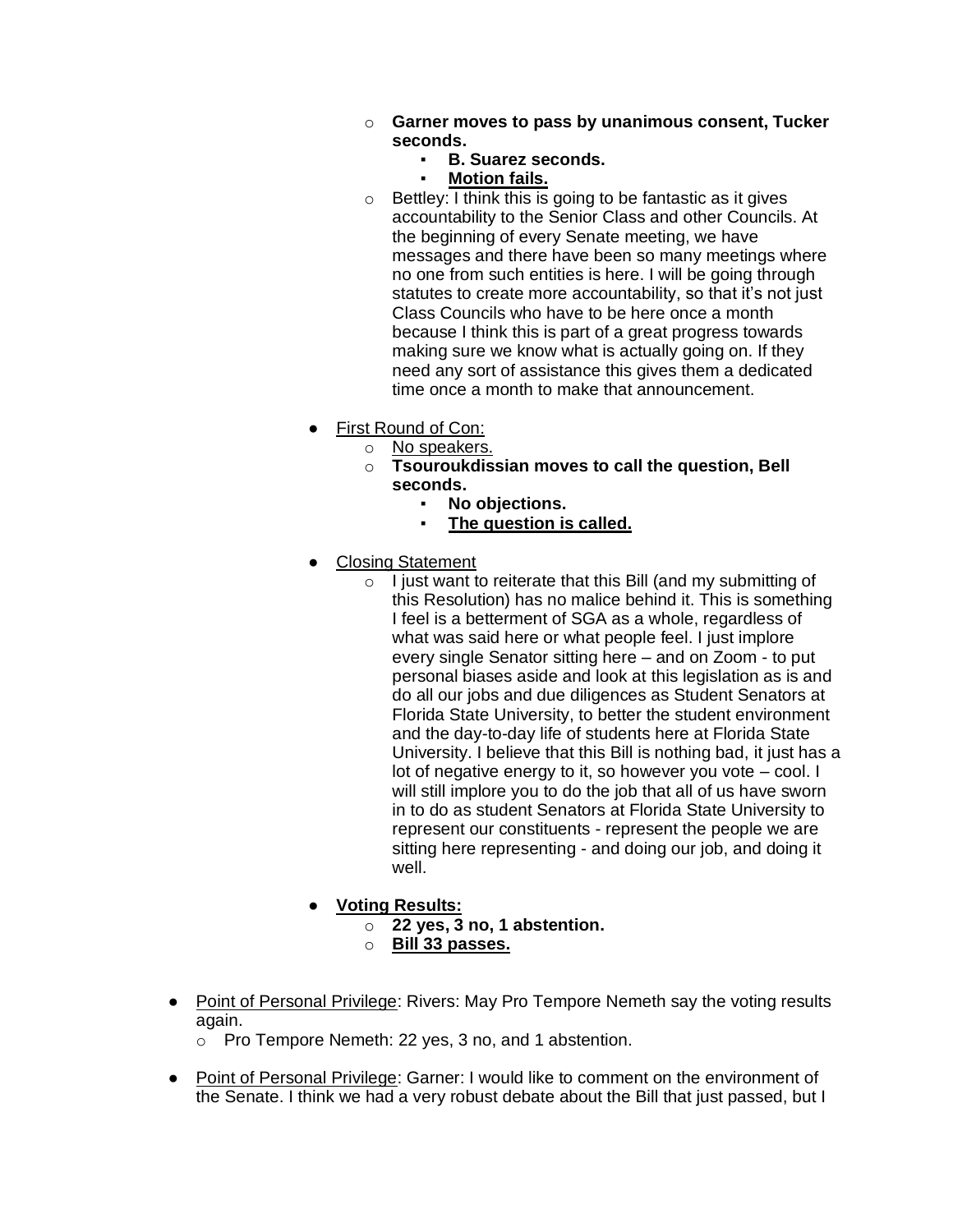- **Garner moves to pass by unanimous consent, Tucker seconds.**
  - **B. Suarez seconds.**
  - <u>**Motion fails.**</u>
- Bettley: I think this is going to be fantastic as it gives accountability to the Senior Class and other Councils. At the beginning of every Senate meeting, we have messages and there have been so many meetings where no one from such entities is here. I will be going through statutes to create more accountability, so that it's not just Class Councils who have to be here once a month because I think this is part of a great progress towards making sure we know what is actually going on. If they need any sort of assistance this gives them a dedicated time once a month to make that announcement.

- <u>First Round of Con:</u>
  - <u>No speakers.</u>
  - **Tsouroukdissian moves to call the question, Bell seconds.**
    - **No objections.**
    - <u>**The question is called.**</u>

- <u>Closing Statement</u>
  - I just want to reiterate that this Bill (and my submitting of this Resolution) has no malice behind it. This is something I feel is a betterment of SGA as a whole, regardless of what was said here or what people feel. I just implore every single Senator sitting here – and on Zoom - to put personal biases aside and look at this legislation as is and do all our jobs and due diligences as Student Senators at Florida State University, to better the student environment and the day-to-day life of students here at Florida State University. I believe that this Bill is nothing bad, it just has a lot of negative energy to it, so however you vote – cool. I will still implore you to do the job that all of us have sworn in to do as student Senators at Florida State University to represent our constituents - represent the people we are sitting here representing - and doing our job, and doing it well.

- <u>**Voting Results:**</u>
  - **22 yes, 3 no, 1 abstention.**
  - <u>**Bill 33 passes.**</u>

- <u>Point of Personal Privilege</u>: Rivers: May Pro Tempore Nemeth say the voting results again.
  - Pro Tempore Nemeth: 22 yes, 3 no, and 1 abstention.

- <u>Point of Personal Privilege</u>: Garner: I would like to comment on the environment of the Senate. I think we had a very robust debate about the Bill that just passed, but I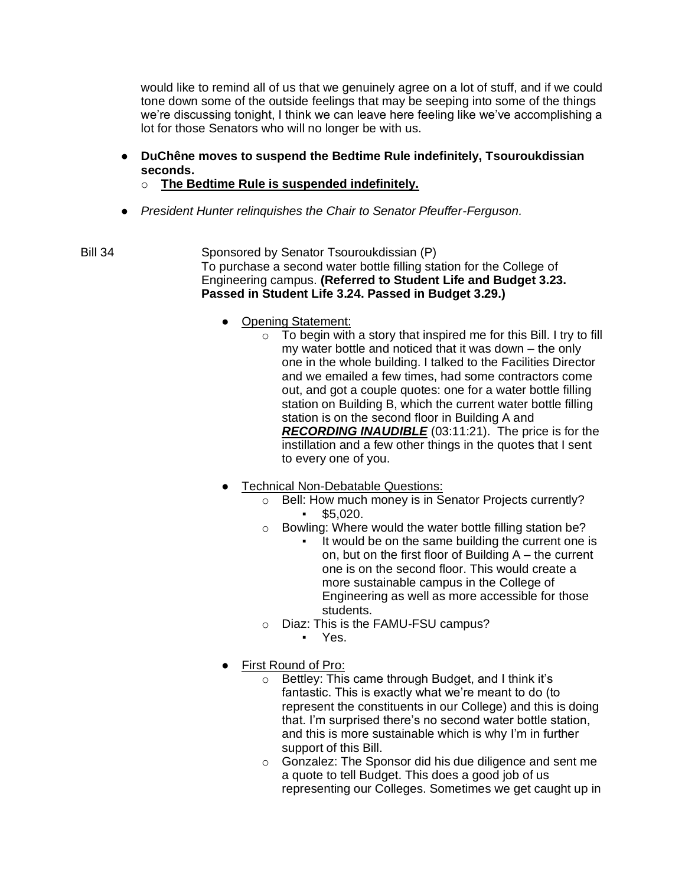would like to remind all of us that we genuinely agree on a lot of stuff, and if we could tone down some of the outside feelings that may be seeping into some of the things we're discussing tonight, I think we can leave here feeling like we've accomplishing a lot for those Senators who will no longer be with us.

- **DuChêne moves to suspend the Bedtime Rule indefinitely, Tsouroukdissian seconds.**
  - **The Bedtime Rule is suspended indefinitely.**
- *President Hunter relinquishes the Chair to Senator Pfeuffer-Ferguson.*

Bill 34 — Sponsored by Senator Tsouroukdissian (P)
To purchase a second water bottle filling station for the College of Engineering campus. **(Referred to Student Life and Budget 3.23. Passed in Student Life 3.24. Passed in Budget 3.29.)**

- Opening Statement:
  - To begin with a story that inspired me for this Bill. I try to fill my water bottle and noticed that it was down – the only one in the whole building. I talked to the Facilities Director and we emailed a few times, had some contractors come out, and got a couple quotes: one for a water bottle filling station on Building B, which the current water bottle filling station is on the second floor in Building A and ***RECORDING INAUDIBLE*** (03:11:21). The price is for the instillation and a few other things in the quotes that I sent to every one of you.
- Technical Non-Debatable Questions:
  - Bell: How much money is in Senator Projects currently?
    - $5,020.
  - Bowling: Where would the water bottle filling station be?
    - It would be on the same building the current one is on, but on the first floor of Building A – the current one is on the second floor. This would create a more sustainable campus in the College of Engineering as well as more accessible for those students.
  - Diaz: This is the FAMU-FSU campus?
    - Yes.
- First Round of Pro:
  - Bettley: This came through Budget, and I think it's fantastic. This is exactly what we're meant to do (to represent the constituents in our College) and this is doing that. I'm surprised there's no second water bottle station, and this is more sustainable which is why I'm in further support of this Bill.
  - Gonzalez: The Sponsor did his due diligence and sent me a quote to tell Budget. This does a good job of us representing our Colleges. Sometimes we get caught up in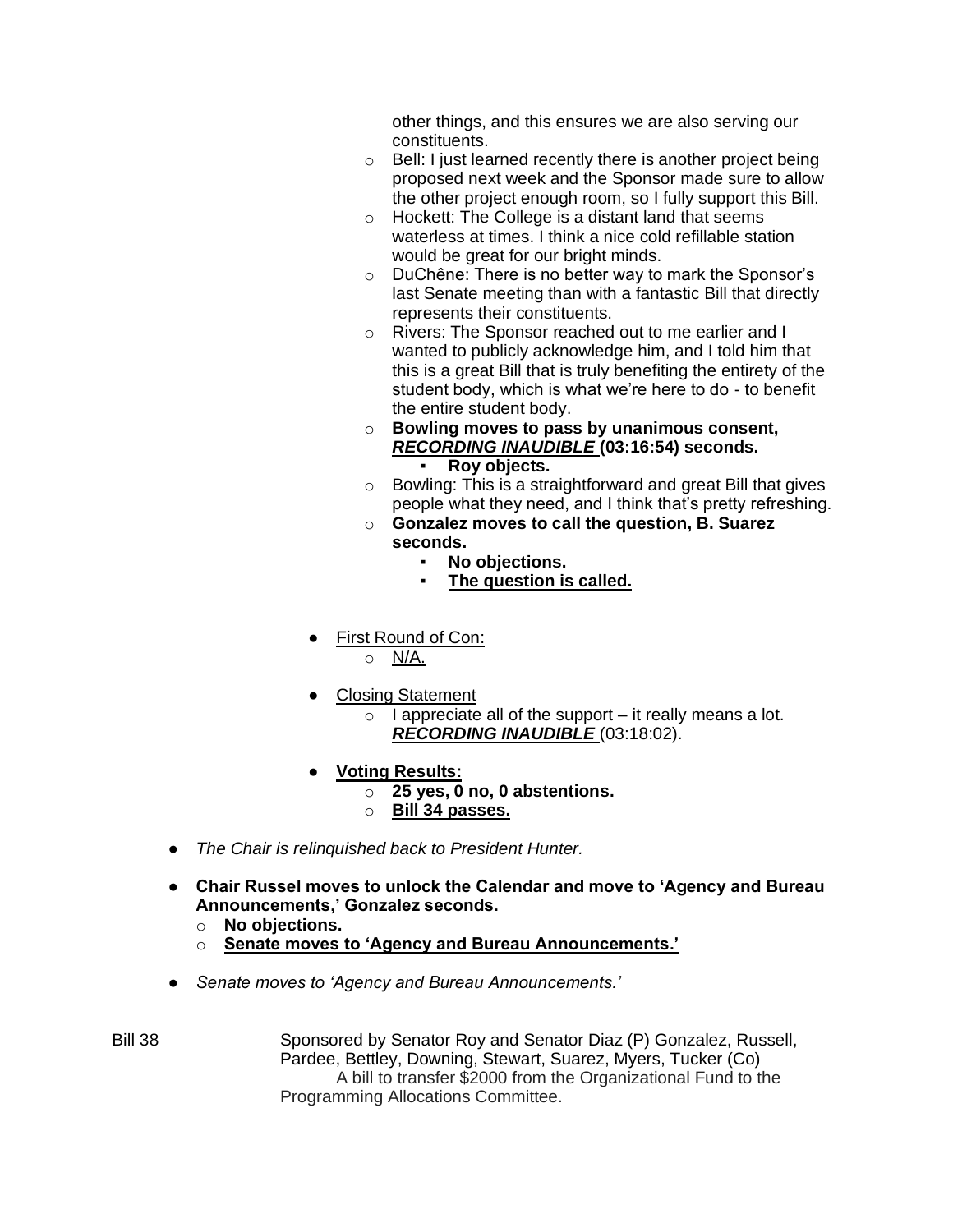other things, and this ensures we are also serving our constituents.

  - Bell: I just learned recently there is another project being proposed next week and the Sponsor made sure to allow the other project enough room, so I fully support this Bill.
  - Hockett: The College is a distant land that seems waterless at times. I think a nice cold refillable station would be great for our bright minds.
  - DuChêne: There is no better way to mark the Sponsor's last Senate meeting than with a fantastic Bill that directly represents their constituents.
  - Rivers: The Sponsor reached out to me earlier and I wanted to publicly acknowledge him, and I told him that this is a great Bill that is truly benefiting the entirety of the student body, which is what we're here to do - to benefit the entire student body.
  - **Bowling moves to pass by unanimous consent, *<u>RECORDING INAUDIBLE</u>* (03:16:54) seconds.**
    - **Roy objects.**
  - Bowling: This is a straightforward and great Bill that gives people what they need, and I think that's pretty refreshing.
  - **Gonzalez moves to call the question, B. Suarez seconds.**
    - **No objections.**
    - **<u>The question is called.</u>**

- <u>First Round of Con:</u>
  - <u>N/A.</u>

- <u>Closing Statement</u>
  - I appreciate all of the support – it really means a lot. ***<u>RECORDING INAUDIBLE</u>*** (03:18:02).

- **<u>Voting Results:</u>**
  - **25 yes, 0 no, 0 abstentions.**
  - **<u>Bill 34 passes.</u>**

- *The Chair is relinquished back to President Hunter.*

- **Chair Russel moves to unlock the Calendar and move to 'Agency and Bureau Announcements,' Gonzalez seconds.**
  - **No objections.**
  - **<u>Senate moves to 'Agency and Bureau Announcements.'</u>**

- *Senate moves to 'Agency and Bureau Announcements.'*

Bill 38 — Sponsored by Senator Roy and Senator Diaz (P) Gonzalez, Russell, Pardee, Bettley, Downing, Stewart, Suarez, Myers, Tucker (Co)
A bill to transfer $2000 from the Organizational Fund to the Programming Allocations Committee.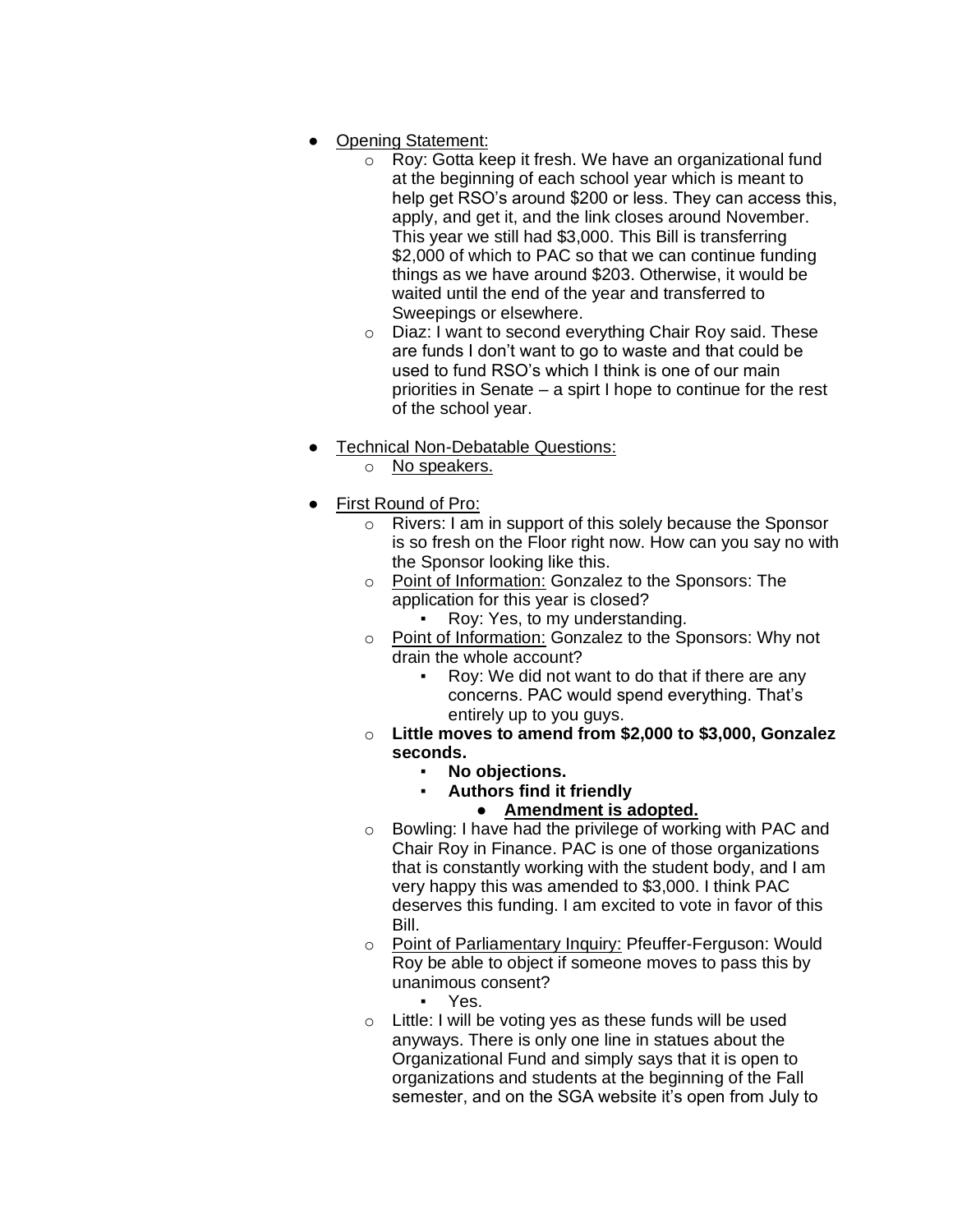- Opening Statement:
  - Roy: Gotta keep it fresh. We have an organizational fund at the beginning of each school year which is meant to help get RSO's around $200 or less. They can access this, apply, and get it, and the link closes around November. This year we still had $3,000. This Bill is transferring $2,000 of which to PAC so that we can continue funding things as we have around $203. Otherwise, it would be waited until the end of the year and transferred to Sweepings or elsewhere.
  - Diaz: I want to second everything Chair Roy said. These are funds I don't want to go to waste and that could be used to fund RSO's which I think is one of our main priorities in Senate – a spirt I hope to continue for the rest of the school year.

- Technical Non-Debatable Questions:
  - No speakers.

- First Round of Pro:
  - Rivers: I am in support of this solely because the Sponsor is so fresh on the Floor right now. How can you say no with the Sponsor looking like this.
  - Point of Information: Gonzalez to the Sponsors: The application for this year is closed?
    - Roy: Yes, to my understanding.
  - Point of Information: Gonzalez to the Sponsors: Why not drain the whole account?
    - Roy: We did not want to do that if there are any concerns. PAC would spend everything. That's entirely up to you guys.
  - **Little moves to amend from $2,000 to $3,000, Gonzalez seconds.**
    - **No objections.**
    - **Authors find it friendly**
      - **Amendment is adopted.**
  - Bowling: I have had the privilege of working with PAC and Chair Roy in Finance. PAC is one of those organizations that is constantly working with the student body, and I am very happy this was amended to $3,000. I think PAC deserves this funding. I am excited to vote in favor of this Bill.
  - Point of Parliamentary Inquiry: Pfeuffer-Ferguson: Would Roy be able to object if someone moves to pass this by unanimous consent?
    - Yes.
  - Little: I will be voting yes as these funds will be used anyways. There is only one line in statues about the Organizational Fund and simply says that it is open to organizations and students at the beginning of the Fall semester, and on the SGA website it's open from July to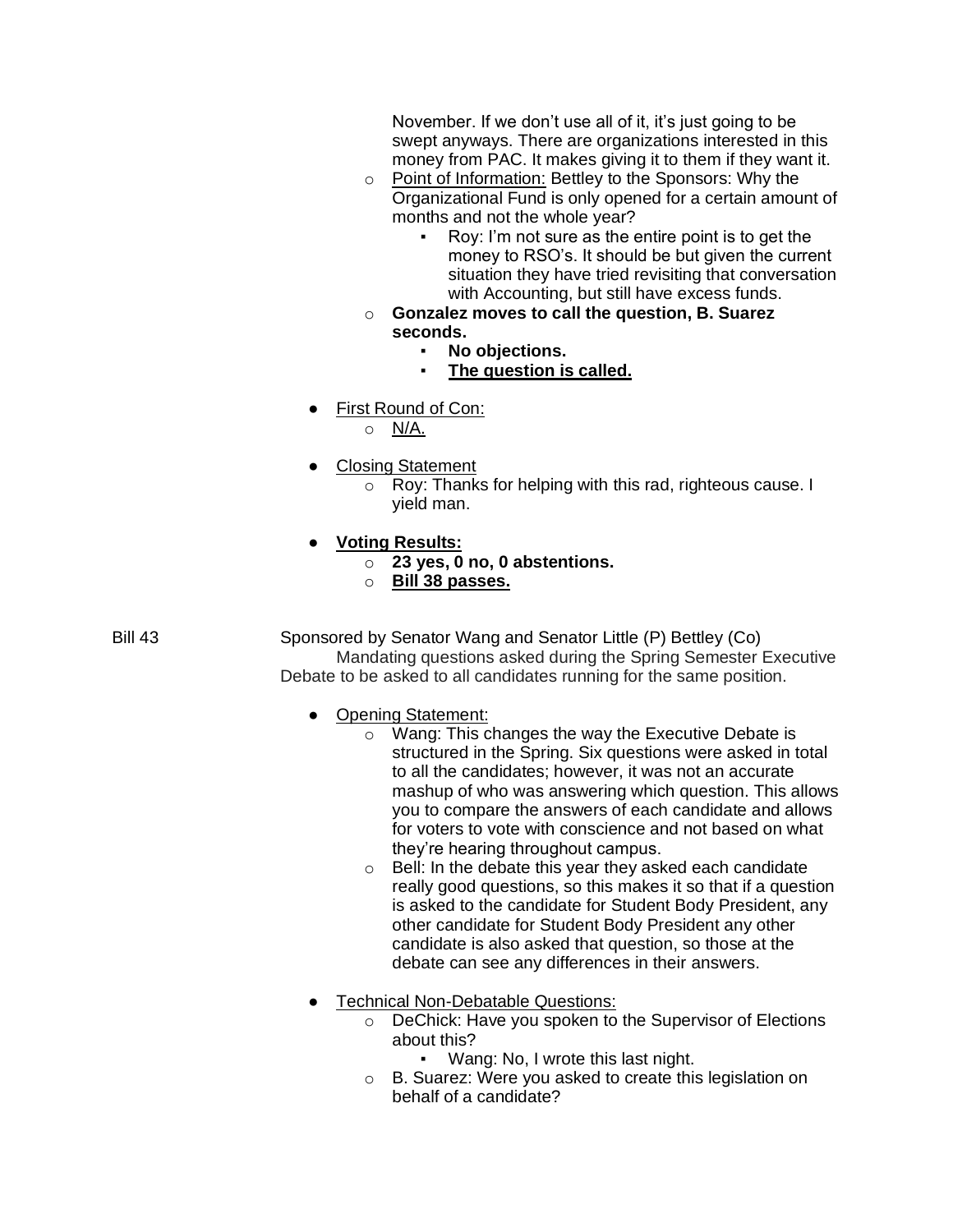November. If we don't use all of it, it's just going to be swept anyways. There are organizations interested in this money from PAC. It makes giving it to them if they want it.

- Point of Information: Bettley to the Sponsors: Why the Organizational Fund is only opened for a certain amount of months and not the whole year?
  - Roy: I'm not sure as the entire point is to get the money to RSO's. It should be but given the current situation they have tried revisiting that conversation with Accounting, but still have excess funds.
- **Gonzalez moves to call the question, B. Suarez seconds.**
  - **No objections.**
  - **<u>The question is called.</u>**

- <u>First Round of Con:</u>
  - <u>N/A.</u>

- <u>Closing Statement</u>
  - Roy: Thanks for helping with this rad, righteous cause. I yield man.

- **<u>Voting Results:</u>**
  - **23 yes, 0 no, 0 abstentions.**
  - **<u>Bill 38 passes.</u>**

Bill 43 — Sponsored by Senator Wang and Senator Little (P) Bettley (Co)
Mandating questions asked during the Spring Semester Executive Debate to be asked to all candidates running for the same position.

- <u>Opening Statement:</u>
  - Wang: This changes the way the Executive Debate is structured in the Spring. Six questions were asked in total to all the candidates; however, it was not an accurate mashup of who was answering which question. This allows you to compare the answers of each candidate and allows for voters to vote with conscience and not based on what they're hearing throughout campus.
  - Bell: In the debate this year they asked each candidate really good questions, so this makes it so that if a question is asked to the candidate for Student Body President, any other candidate for Student Body President any other candidate is also asked that question, so those at the debate can see any differences in their answers.

- <u>Technical Non-Debatable Questions:</u>
  - DeChick: Have you spoken to the Supervisor of Elections about this?
    - Wang: No, I wrote this last night.
  - B. Suarez: Were you asked to create this legislation on behalf of a candidate?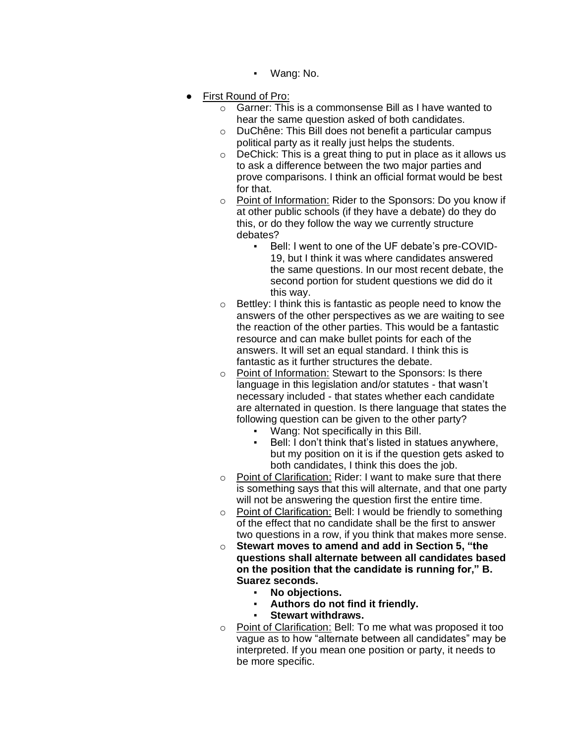- Wang: No.

- First Round of Pro:
    - Garner: This is a commonsense Bill as I have wanted to hear the same question asked of both candidates.
    - DuChêne: This Bill does not benefit a particular campus political party as it really just helps the students.
    - DeChick: This is a great thing to put in place as it allows us to ask a difference between the two major parties and prove comparisons. I think an official format would be best for that.
    - Point of Information: Rider to the Sponsors: Do you know if at other public schools (if they have a debate) do they do this, or do they follow the way we currently structure debates?
        - Bell: I went to one of the UF debate's pre-COVID-19, but I think it was where candidates answered the same questions. In our most recent debate, the second portion for student questions we did do it this way.
    - Bettley: I think this is fantastic as people need to know the answers of the other perspectives as we are waiting to see the reaction of the other parties. This would be a fantastic resource and can make bullet points for each of the answers. It will set an equal standard. I think this is fantastic as it further structures the debate.
    - Point of Information: Stewart to the Sponsors: Is there language in this legislation and/or statutes - that wasn't necessary included - that states whether each candidate are alternated in question. Is there language that states the following question can be given to the other party?
        - Wang: Not specifically in this Bill.
        - Bell: I don't think that's listed in statues anywhere, but my position on it is if the question gets asked to both candidates, I think this does the job.
    - Point of Clarification: Rider: I want to make sure that there is something says that this will alternate, and that one party will not be answering the question first the entire time.
    - Point of Clarification: Bell: I would be friendly to something of the effect that no candidate shall be the first to answer two questions in a row, if you think that makes more sense.
    - **Stewart moves to amend and add in Section 5, "the questions shall alternate between all candidates based on the position that the candidate is running for," B. Suarez seconds.**
        - **No objections.**
        - **Authors do not find it friendly.**
        - **Stewart withdraws.**
    - Point of Clarification: Bell: To me what was proposed it too vague as to how "alternate between all candidates" may be interpreted. If you mean one position or party, it needs to be more specific.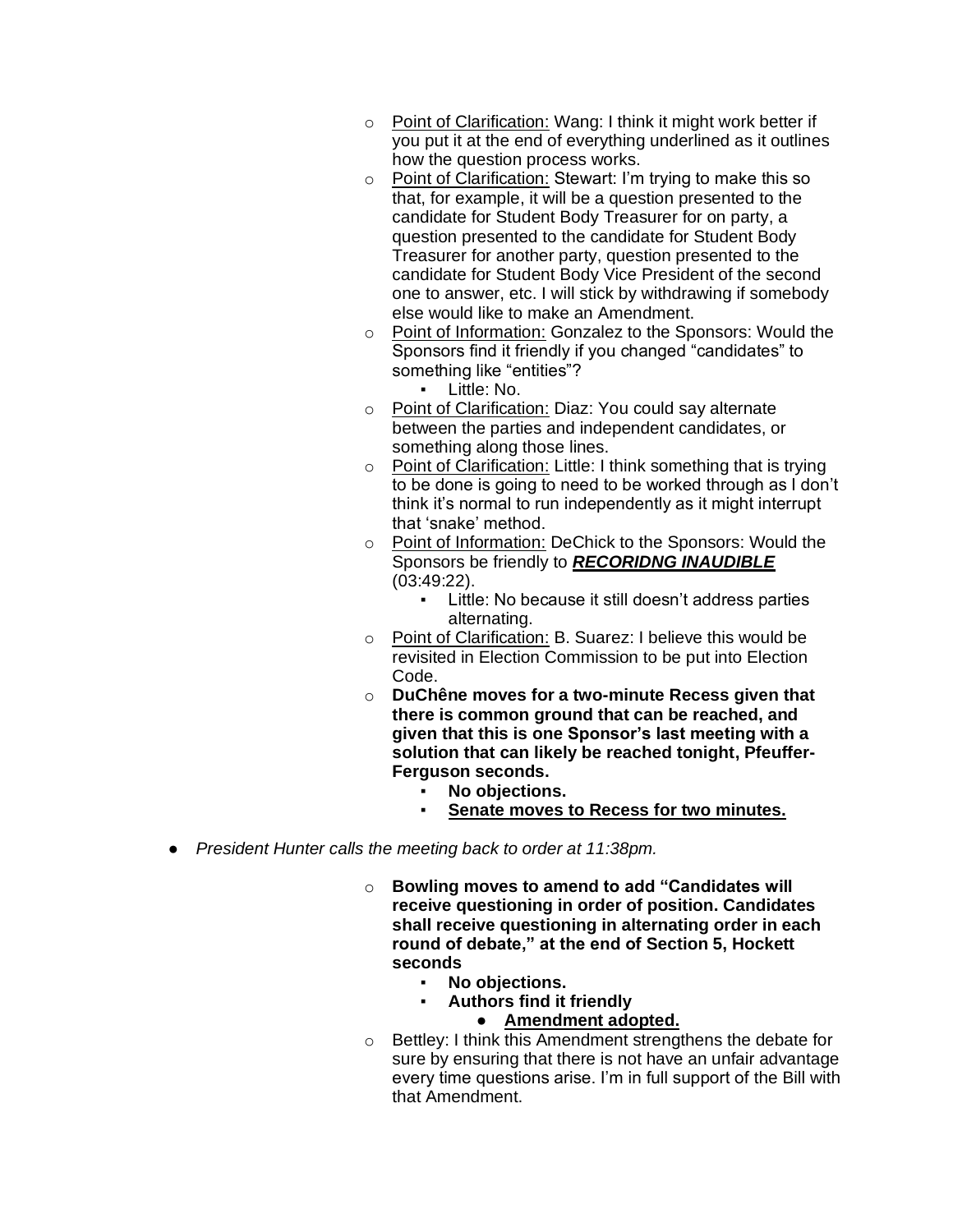- Point of Clarification: Wang: I think it might work better if you put it at the end of everything underlined as it outlines how the question process works.
- Point of Clarification: Stewart: I'm trying to make this so that, for example, it will be a question presented to the candidate for Student Body Treasurer for on party, a question presented to the candidate for Student Body Treasurer for another party, question presented to the candidate for Student Body Vice President of the second one to answer, etc. I will stick by withdrawing if somebody else would like to make an Amendment.
- Point of Information: Gonzalez to the Sponsors: Would the Sponsors find it friendly if you changed "candidates" to something like "entities"?
  - Little: No.
- Point of Clarification: Diaz: You could say alternate between the parties and independent candidates, or something along those lines.
- Point of Clarification: Little: I think something that is trying to be done is going to need to be worked through as I don't think it's normal to run independently as it might interrupt that 'snake' method.
- Point of Information: DeChick to the Sponsors: Would the Sponsors be friendly to ***RECORIDNG INAUDIBLE*** (03:49:22).
  - Little: No because it still doesn't address parties alternating.
- Point of Clarification: B. Suarez: I believe this would be revisited in Election Commission to be put into Election Code.
- **DuChêne moves for a two-minute Recess given that there is common ground that can be reached, and given that this is one Sponsor's last meeting with a solution that can likely be reached tonight, Pfeuffer-Ferguson seconds.**
  - **No objections.**
  - **Senate moves to Recess for two minutes.**

- *President Hunter calls the meeting back to order at 11:38pm.*

- **Bowling moves to amend to add "Candidates will receive questioning in order of position. Candidates shall receive questioning in alternating order in each round of debate," at the end of Section 5, Hockett seconds**
  - **No objections.**
  - **Authors find it friendly**
    - **Amendment adopted.**
- Bettley: I think this Amendment strengthens the debate for sure by ensuring that there is not have an unfair advantage every time questions arise. I'm in full support of the Bill with that Amendment.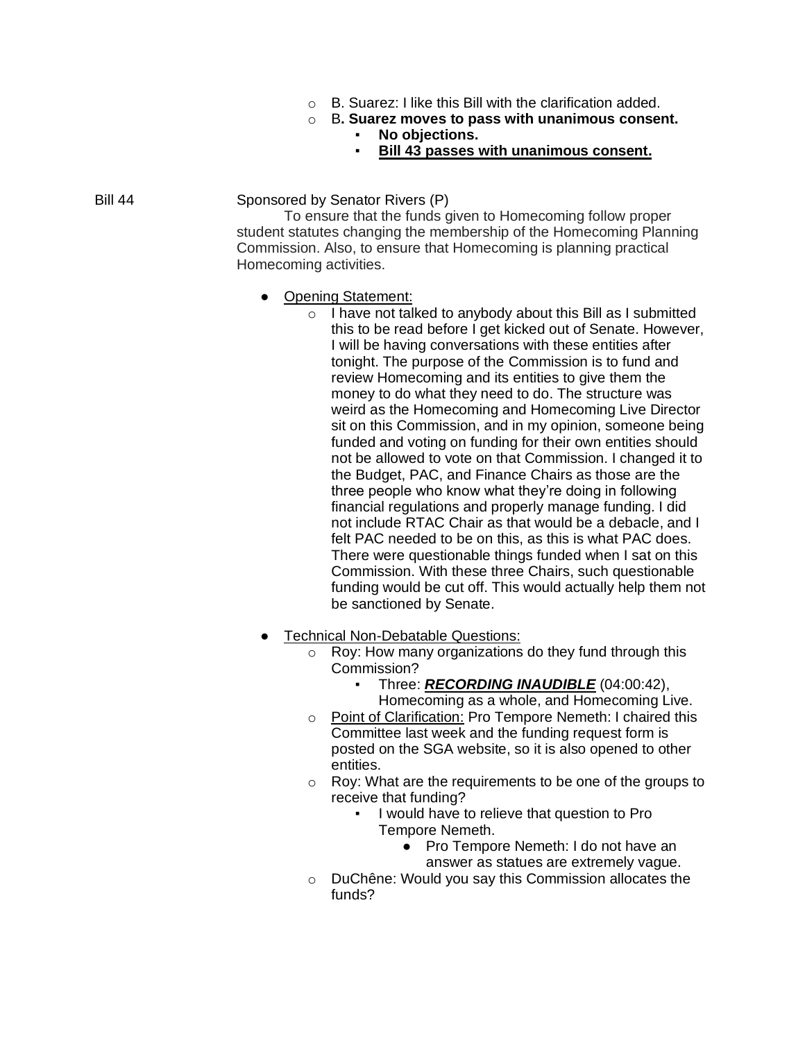- B. Suarez: I like this Bill with the clarification added.
- B**. Suarez moves to pass with unanimous consent.**
  - **No objections.**
  - **<u>Bill 43 passes with unanimous consent.</u>**

Bill 44 Sponsored by Senator Rivers (P)

To ensure that the funds given to Homecoming follow proper student statutes changing the membership of the Homecoming Planning Commission. Also, to ensure that Homecoming is planning practical Homecoming activities.

- <u>Opening Statement:</u>
  - I have not talked to anybody about this Bill as I submitted this to be read before I get kicked out of Senate. However, I will be having conversations with these entities after tonight. The purpose of the Commission is to fund and review Homecoming and its entities to give them the money to do what they need to do. The structure was weird as the Homecoming and Homecoming Live Director sit on this Commission, and in my opinion, someone being funded and voting on funding for their own entities should not be allowed to vote on that Commission. I changed it to the Budget, PAC, and Finance Chairs as those are the three people who know what they're doing in following financial regulations and properly manage funding. I did not include RTAC Chair as that would be a debacle, and I felt PAC needed to be on this, as this is what PAC does. There were questionable things funded when I sat on this Commission. With these three Chairs, such questionable funding would be cut off. This would actually help them not be sanctioned by Senate.
- <u>Technical Non-Debatable Questions:</u>
  - Roy: How many organizations do they fund through this Commission?
    - Three: ***<u>RECORDING INAUDIBLE</u>*** (04:00:42), Homecoming as a whole, and Homecoming Live.
  - <u>Point of Clarification:</u> Pro Tempore Nemeth: I chaired this Committee last week and the funding request form is posted on the SGA website, so it is also opened to other entities.
  - Roy: What are the requirements to be one of the groups to receive that funding?
    - I would have to relieve that question to Pro Tempore Nemeth.
      - Pro Tempore Nemeth: I do not have an answer as statues are extremely vague.
  - DuChêne: Would you say this Commission allocates the funds?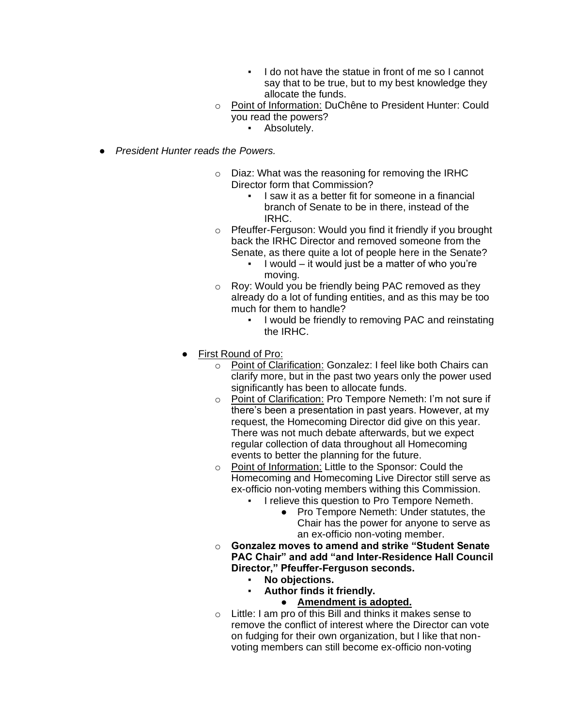- I do not have the statue in front of me so I cannot say that to be true, but to my best knowledge they allocate the funds.
    - Point of Information: DuChêne to President Hunter: Could you read the powers?
        - Absolutely.

- *President Hunter reads the Powers.*

    - Diaz: What was the reasoning for removing the IRHC Director form that Commission?
        - I saw it as a better fit for someone in a financial branch of Senate to be in there, instead of the IRHC.
    - Pfeuffer-Ferguson: Would you find it friendly if you brought back the IRHC Director and removed someone from the Senate, as there quite a lot of people here in the Senate?
        - I would – it would just be a matter of who you're moving.
    - Roy: Would you be friendly being PAC removed as they already do a lot of funding entities, and as this may be too much for them to handle?
        - I would be friendly to removing PAC and reinstating the IRHC.

- First Round of Pro:
    - Point of Clarification: Gonzalez: I feel like both Chairs can clarify more, but in the past two years only the power used significantly has been to allocate funds.
    - Point of Clarification: Pro Tempore Nemeth: I'm not sure if there's been a presentation in past years. However, at my request, the Homecoming Director did give on this year. There was not much debate afterwards, but we expect regular collection of data throughout all Homecoming events to better the planning for the future.
    - Point of Information: Little to the Sponsor: Could the Homecoming and Homecoming Live Director still serve as ex-officio non-voting members withing this Commission.
        - I relieve this question to Pro Tempore Nemeth.
            - Pro Tempore Nemeth: Under statutes, the Chair has the power for anyone to serve as an ex-officio non-voting member.
    - **Gonzalez moves to amend and strike "Student Senate PAC Chair" and add "and Inter-Residence Hall Council Director," Pfeuffer-Ferguson seconds.**
        - **No objections.**
        - **Author finds it friendly.**
            - **Amendment is adopted.**
    - Little: I am pro of this Bill and thinks it makes sense to remove the conflict of interest where the Director can vote on fudging for their own organization, but I like that non-voting members can still become ex-officio non-voting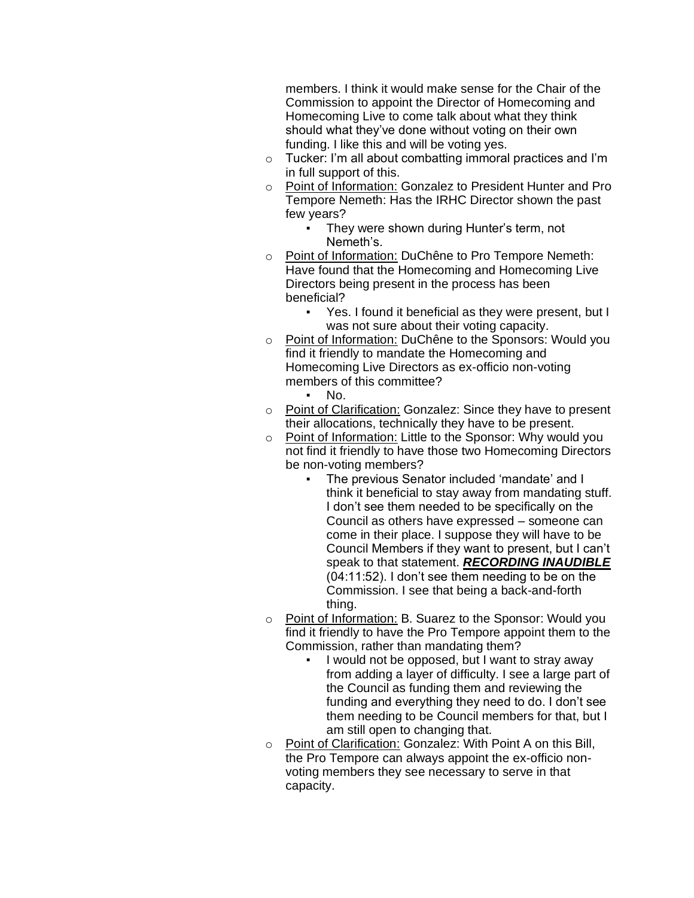members. I think it would make sense for the Chair of the Commission to appoint the Director of Homecoming and Homecoming Live to come talk about what they think should what they've done without voting on their own funding. I like this and will be voting yes.

- Tucker: I'm all about combatting immoral practices and I'm in full support of this.
- <u>Point of Information:</u> Gonzalez to President Hunter and Pro Tempore Nemeth: Has the IRHC Director shown the past few years?
  - They were shown during Hunter's term, not Nemeth's.
- <u>Point of Information:</u> DuChêne to Pro Tempore Nemeth: Have found that the Homecoming and Homecoming Live Directors being present in the process has been beneficial?
  - Yes. I found it beneficial as they were present, but I was not sure about their voting capacity.
- <u>Point of Information:</u> DuChêne to the Sponsors: Would you find it friendly to mandate the Homecoming and Homecoming Live Directors as ex-officio non-voting members of this committee?
  - No.
- <u>Point of Clarification:</u> Gonzalez: Since they have to present their allocations, technically they have to be present.
- <u>Point of Information:</u> Little to the Sponsor: Why would you not find it friendly to have those two Homecoming Directors be non-voting members?
  - The previous Senator included 'mandate' and I think it beneficial to stay away from mandating stuff. I don't see them needed to be specifically on the Council as others have expressed – someone can come in their place. I suppose they will have to be Council Members if they want to present, but I can't speak to that statement. ***<u>RECORDING INAUDIBLE</u>*** (04:11:52). I don't see them needing to be on the Commission. I see that being a back-and-forth thing.
- <u>Point of Information:</u> B. Suarez to the Sponsor: Would you find it friendly to have the Pro Tempore appoint them to the Commission, rather than mandating them?
  - I would not be opposed, but I want to stray away from adding a layer of difficulty. I see a large part of the Council as funding them and reviewing the funding and everything they need to do. I don't see them needing to be Council members for that, but I am still open to changing that.
- <u>Point of Clarification:</u> Gonzalez: With Point A on this Bill, the Pro Tempore can always appoint the ex-officio non-voting members they see necessary to serve in that capacity.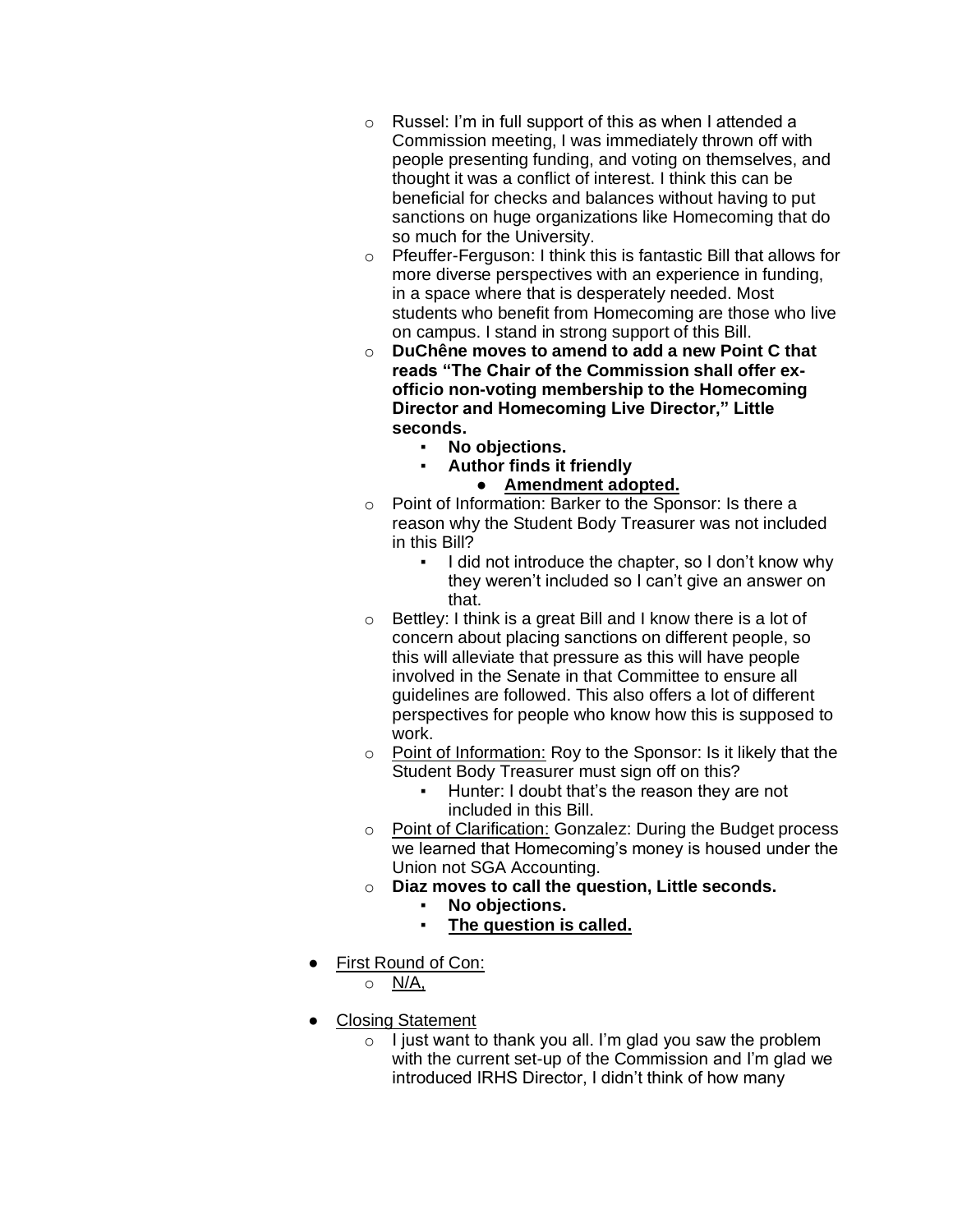- Russel: I'm in full support of this as when I attended a Commission meeting, I was immediately thrown off with people presenting funding, and voting on themselves, and thought it was a conflict of interest. I think this can be beneficial for checks and balances without having to put sanctions on huge organizations like Homecoming that do so much for the University.
- Pfeuffer-Ferguson: I think this is fantastic Bill that allows for more diverse perspectives with an experience in funding, in a space where that is desperately needed. Most students who benefit from Homecoming are those who live on campus. I stand in strong support of this Bill.
- **DuChêne moves to amend to add a new Point C that reads "The Chair of the Commission shall offer ex-officio non-voting membership to the Homecoming Director and Homecoming Live Director," Little seconds.**
  - **No objections.**
  - **Author finds it friendly**
    - **<u>Amendment adopted.</u>**
- Point of Information: Barker to the Sponsor: Is there a reason why the Student Body Treasurer was not included in this Bill?
  - I did not introduce the chapter, so I don't know why they weren't included so I can't give an answer on that.
- Bettley: I think is a great Bill and I know there is a lot of concern about placing sanctions on different people, so this will alleviate that pressure as this will have people involved in the Senate in that Committee to ensure all guidelines are followed. This also offers a lot of different perspectives for people who know how this is supposed to work.
- <u>Point of Information:</u> Roy to the Sponsor: Is it likely that the Student Body Treasurer must sign off on this?
  - Hunter: I doubt that's the reason they are not included in this Bill.
- <u>Point of Clarification:</u> Gonzalez: During the Budget process we learned that Homecoming's money is housed under the Union not SGA Accounting.
- **Diaz moves to call the question, Little seconds.**
  - **No objections.**
  - **<u>The question is called.</u>**

- <u>First Round of Con:</u>
  - <u>N/A,</u>

- <u>Closing Statement</u>
  - I just want to thank you all. I'm glad you saw the problem with the current set-up of the Commission and I'm glad we introduced IRHS Director, I didn't think of how many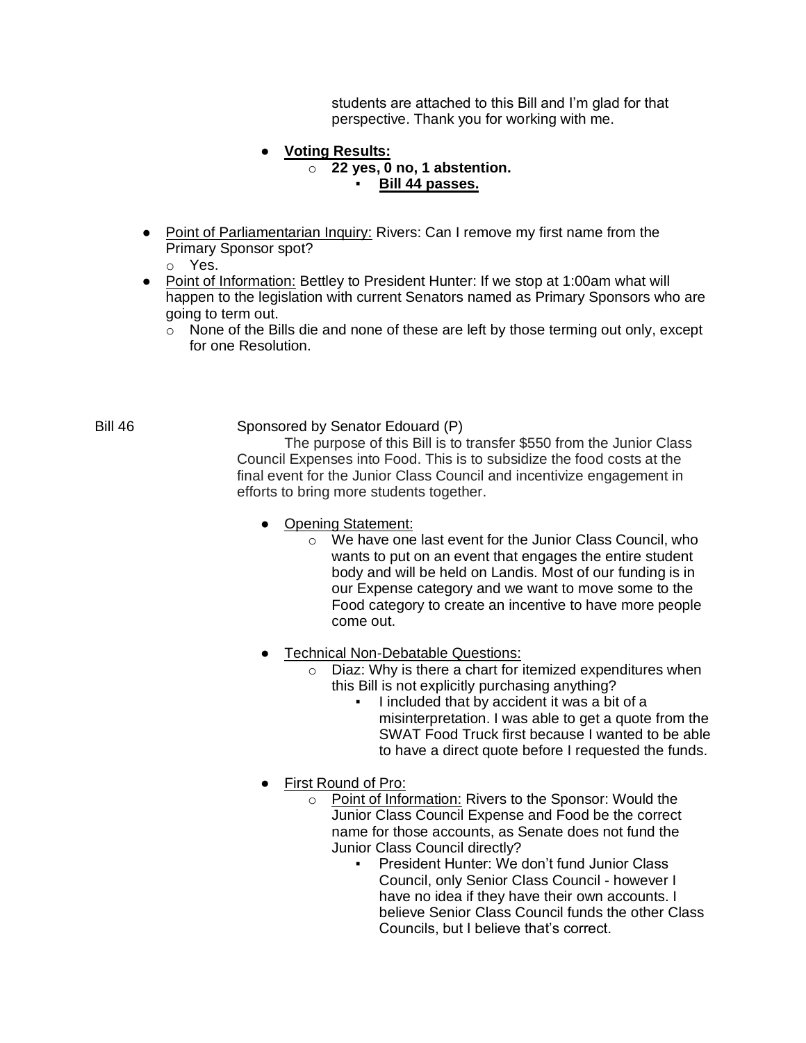students are attached to this Bill and I'm glad for that perspective. Thank you for working with me.

- **Voting Results:**
  - **22 yes, 0 no, 1 abstention.**
    - **Bill 44 passes.**

- Point of Parliamentarian Inquiry: Rivers: Can I remove my first name from the Primary Sponsor spot?
  - Yes.
- Point of Information: Bettley to President Hunter: If we stop at 1:00am what will happen to the legislation with current Senators named as Primary Sponsors who are going to term out.
  - None of the Bills die and none of these are left by those terming out only, except for one Resolution.

Bill 46 Sponsored by Senator Edouard (P)

The purpose of this Bill is to transfer $550 from the Junior Class Council Expenses into Food. This is to subsidize the food costs at the final event for the Junior Class Council and incentivize engagement in efforts to bring more students together.

- Opening Statement:
  - We have one last event for the Junior Class Council, who wants to put on an event that engages the entire student body and will be held on Landis. Most of our funding is in our Expense category and we want to move some to the Food category to create an incentive to have more people come out.
- Technical Non-Debatable Questions:
  - Diaz: Why is there a chart for itemized expenditures when this Bill is not explicitly purchasing anything?
    - I included that by accident it was a bit of a misinterpretation. I was able to get a quote from the SWAT Food Truck first because I wanted to be able to have a direct quote before I requested the funds.
- First Round of Pro:
  - Point of Information: Rivers to the Sponsor: Would the Junior Class Council Expense and Food be the correct name for those accounts, as Senate does not fund the Junior Class Council directly?
    - President Hunter: We don't fund Junior Class Council, only Senior Class Council - however I have no idea if they have their own accounts. I believe Senior Class Council funds the other Class Councils, but I believe that's correct.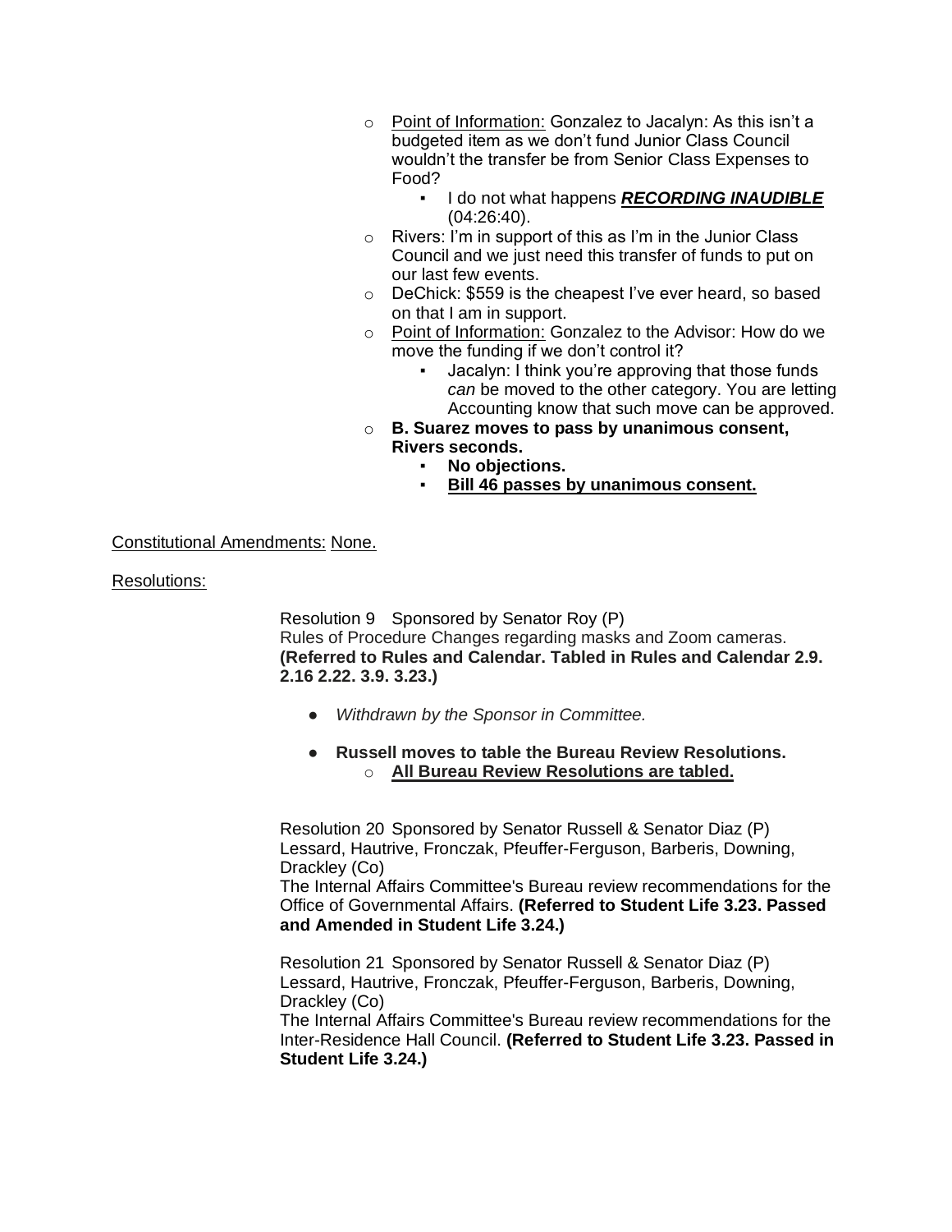- Point of Information: Gonzalez to Jacalyn: As this isn't a budgeted item as we don't fund Junior Class Council wouldn't the transfer be from Senior Class Expenses to Food?
    - I do not what happens ***RECORDING INAUDIBLE*** (04:26:40).
- Rivers: I'm in support of this as I'm in the Junior Class Council and we just need this transfer of funds to put on our last few events.
- DeChick: $559 is the cheapest I've ever heard, so based on that I am in support.
- Point of Information: Gonzalez to the Advisor: How do we move the funding if we don't control it?
    - Jacalyn: I think you're approving that those funds *can* be moved to the other category. You are letting Accounting know that such move can be approved.
- **B. Suarez moves to pass by unanimous consent, Rivers seconds.**
    - **No objections.**
    - **Bill 46 passes by unanimous consent.**

Constitutional Amendments: None.

Resolutions:

Resolution 9 Sponsored by Senator Roy (P)
Rules of Procedure Changes regarding masks and Zoom cameras. **(Referred to Rules and Calendar. Tabled in Rules and Calendar 2.9. 2.16 2.22. 3.9. 3.23.)**

- *Withdrawn by the Sponsor in Committee.*
- **Russell moves to table the Bureau Review Resolutions.**
    - **All Bureau Review Resolutions are tabled.**

Resolution 20 Sponsored by Senator Russell & Senator Diaz (P)
Lessard, Hautrive, Fronczak, Pfeuffer-Ferguson, Barberis, Downing, Drackley (Co)
The Internal Affairs Committee's Bureau review recommendations for the Office of Governmental Affairs. **(Referred to Student Life 3.23. Passed and Amended in Student Life 3.24.)**

Resolution 21 Sponsored by Senator Russell & Senator Diaz (P)
Lessard, Hautrive, Fronczak, Pfeuffer-Ferguson, Barberis, Downing, Drackley (Co)
The Internal Affairs Committee's Bureau review recommendations for the Inter-Residence Hall Council. **(Referred to Student Life 3.23. Passed in Student Life 3.24.)**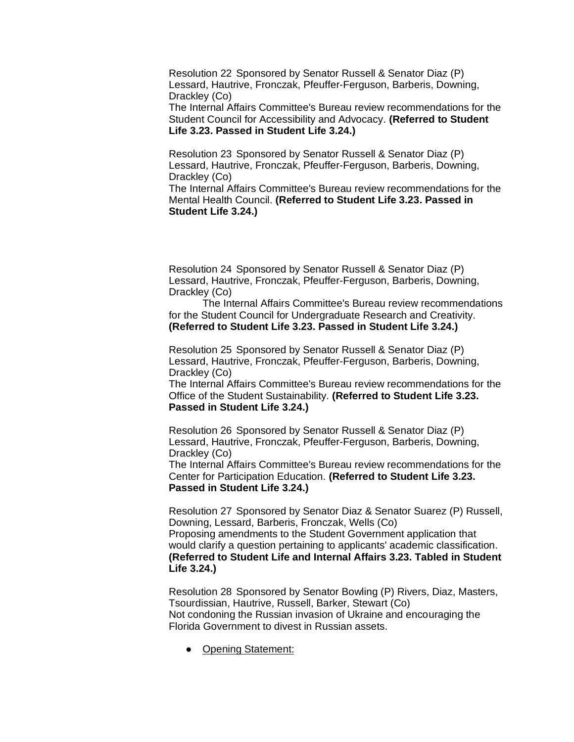Resolution 22 Sponsored by Senator Russell & Senator Diaz (P) Lessard, Hautrive, Fronczak, Pfeuffer-Ferguson, Barberis, Downing, Drackley (Co)
The Internal Affairs Committee's Bureau review recommendations for the Student Council for Accessibility and Advocacy. **(Referred to Student Life 3.23. Passed in Student Life 3.24.)**

Resolution 23 Sponsored by Senator Russell & Senator Diaz (P) Lessard, Hautrive, Fronczak, Pfeuffer-Ferguson, Barberis, Downing, Drackley (Co)
The Internal Affairs Committee's Bureau review recommendations for the Mental Health Council. **(Referred to Student Life 3.23. Passed in Student Life 3.24.)**

Resolution 24 Sponsored by Senator Russell & Senator Diaz (P) Lessard, Hautrive, Fronczak, Pfeuffer-Ferguson, Barberis, Downing, Drackley (Co)
The Internal Affairs Committee's Bureau review recommendations for the Student Council for Undergraduate Research and Creativity. **(Referred to Student Life 3.23. Passed in Student Life 3.24.)**

Resolution 25 Sponsored by Senator Russell & Senator Diaz (P) Lessard, Hautrive, Fronczak, Pfeuffer-Ferguson, Barberis, Downing, Drackley (Co)
The Internal Affairs Committee's Bureau review recommendations for the Office of the Student Sustainability. **(Referred to Student Life 3.23. Passed in Student Life 3.24.)**

Resolution 26 Sponsored by Senator Russell & Senator Diaz (P) Lessard, Hautrive, Fronczak, Pfeuffer-Ferguson, Barberis, Downing, Drackley (Co)
The Internal Affairs Committee's Bureau review recommendations for the Center for Participation Education. **(Referred to Student Life 3.23. Passed in Student Life 3.24.)**

Resolution 27 Sponsored by Senator Diaz & Senator Suarez (P) Russell, Downing, Lessard, Barberis, Fronczak, Wells (Co)
Proposing amendments to the Student Government application that would clarify a question pertaining to applicants' academic classification. **(Referred to Student Life and Internal Affairs 3.23. Tabled in Student Life 3.24.)**

Resolution 28 Sponsored by Senator Bowling (P) Rivers, Diaz, Masters, Tsourdissian, Hautrive, Russell, Barker, Stewart (Co)
Not condoning the Russian invasion of Ukraine and encouraging the Florida Government to divest in Russian assets.

- Opening Statement: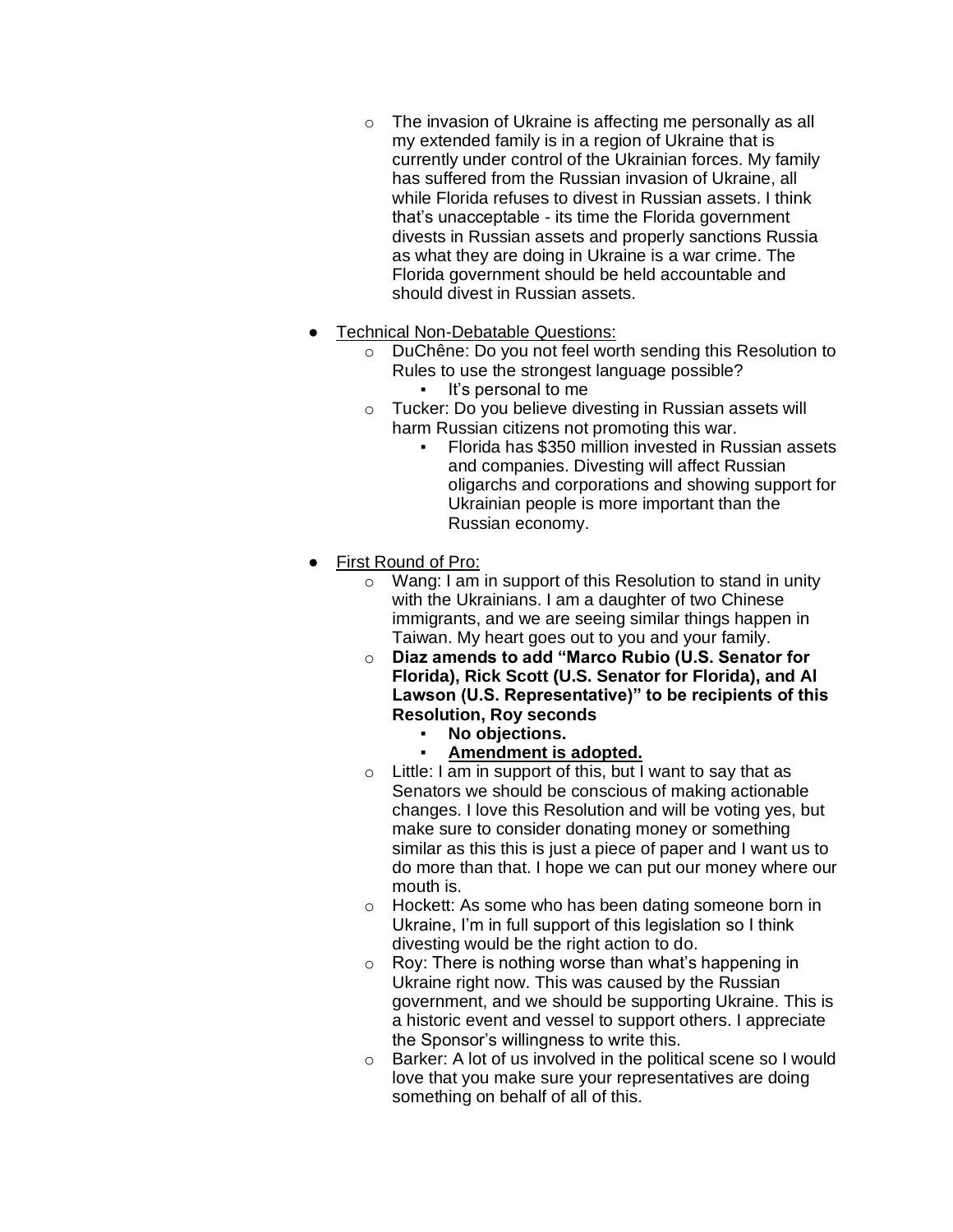- The invasion of Ukraine is affecting me personally as all my extended family is in a region of Ukraine that is currently under control of the Ukrainian forces. My family has suffered from the Russian invasion of Ukraine, all while Florida refuses to divest in Russian assets. I think that's unacceptable - its time the Florida government divests in Russian assets and properly sanctions Russia as what they are doing in Ukraine is a war crime. The Florida government should be held accountable and should divest in Russian assets.

- <u>Technical Non-Debatable Questions:</u>
  - DuChêne: Do you not feel worth sending this Resolution to Rules to use the strongest language possible?
    - It's personal to me
  - Tucker: Do you believe divesting in Russian assets will harm Russian citizens not promoting this war.
    - Florida has $350 million invested in Russian assets and companies. Divesting will affect Russian oligarchs and corporations and showing support for Ukrainian people is more important than the Russian economy.

- <u>First Round of Pro:</u>
  - Wang: I am in support of this Resolution to stand in unity with the Ukrainians. I am a daughter of two Chinese immigrants, and we are seeing similar things happen in Taiwan. My heart goes out to you and your family.
  - **Diaz amends to add "Marco Rubio (U.S. Senator for Florida), Rick Scott (U.S. Senator for Florida), and Al Lawson (U.S. Representative)" to be recipients of this Resolution, Roy seconds**
    - **No objections.**
    - **<u>Amendment is adopted.</u>**
  - Little: I am in support of this, but I want to say that as Senators we should be conscious of making actionable changes. I love this Resolution and will be voting yes, but make sure to consider donating money or something similar as this this is just a piece of paper and I want us to do more than that. I hope we can put our money where our mouth is.
  - Hockett: As some who has been dating someone born in Ukraine, I'm in full support of this legislation so I think divesting would be the right action to do.
  - Roy: There is nothing worse than what's happening in Ukraine right now. This was caused by the Russian government, and we should be supporting Ukraine. This is a historic event and vessel to support others. I appreciate the Sponsor's willingness to write this.
  - Barker: A lot of us involved in the political scene so I would love that you make sure your representatives are doing something on behalf of all of this.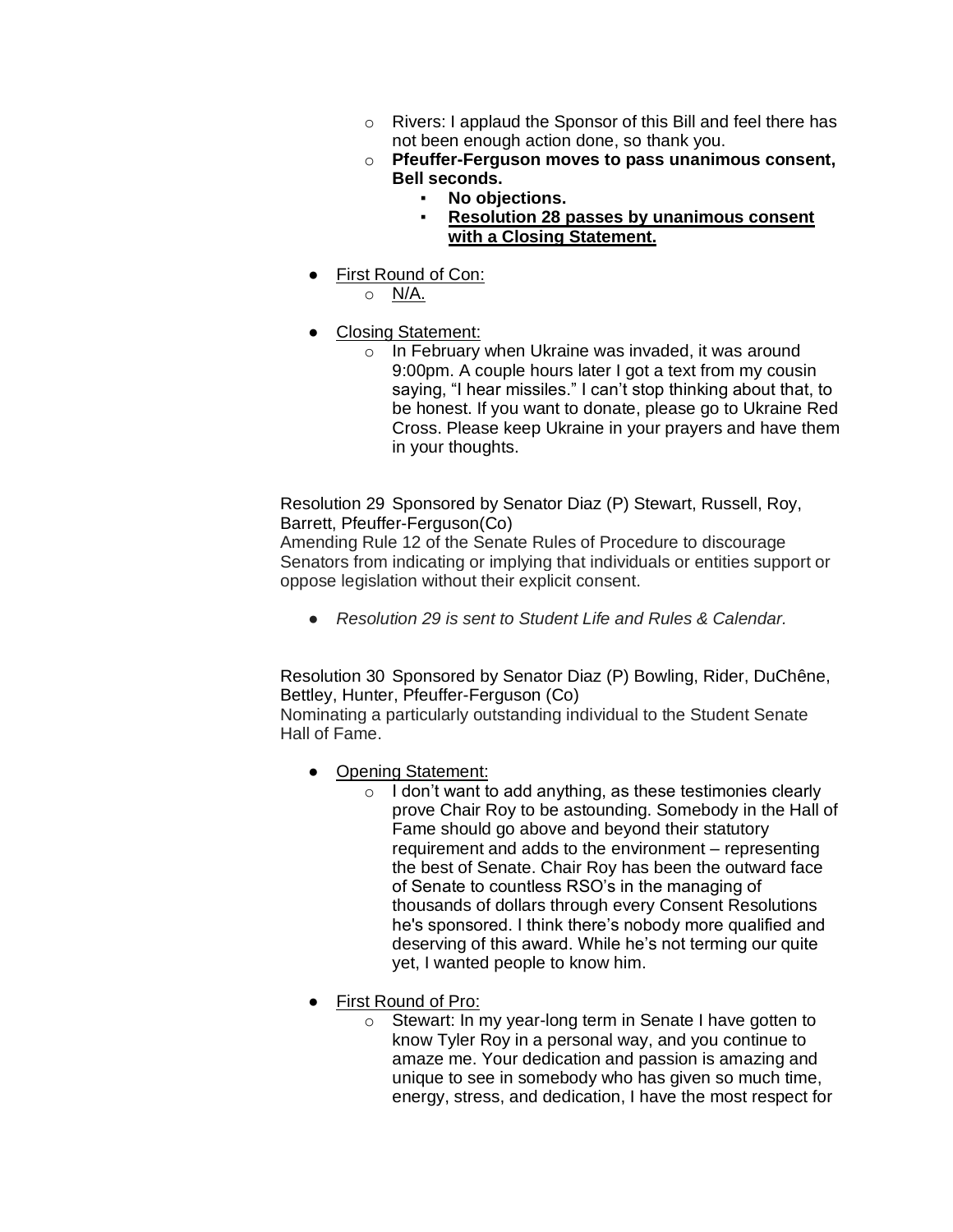- Rivers: I applaud the Sponsor of this Bill and feel there has not been enough action done, so thank you.
- **Pfeuffer-Ferguson moves to pass unanimous consent, Bell seconds.**
  - **No objections.**
  - **<u>Resolution 28 passes by unanimous consent with a Closing Statement.</u>**

- <u>First Round of Con:</u>
  - <u>N/A.</u>

- <u>Closing Statement:</u>
  - In February when Ukraine was invaded, it was around 9:00pm. A couple hours later I got a text from my cousin saying, "I hear missiles." I can't stop thinking about that, to be honest. If you want to donate, please go to Ukraine Red Cross. Please keep Ukraine in your prayers and have them in your thoughts.

Resolution 29 Sponsored by Senator Diaz (P) Stewart, Russell, Roy, Barrett, Pfeuffer-Ferguson(Co)

Amending Rule 12 of the Senate Rules of Procedure to discourage Senators from indicating or implying that individuals or entities support or oppose legislation without their explicit consent.

- *Resolution 29 is sent to Student Life and Rules & Calendar.*

Resolution 30 Sponsored by Senator Diaz (P) Bowling, Rider, DuChêne, Bettley, Hunter, Pfeuffer-Ferguson (Co)

Nominating a particularly outstanding individual to the Student Senate Hall of Fame.

- <u>Opening Statement:</u>
  - I don't want to add anything, as these testimonies clearly prove Chair Roy to be astounding. Somebody in the Hall of Fame should go above and beyond their statutory requirement and adds to the environment – representing the best of Senate. Chair Roy has been the outward face of Senate to countless RSO's in the managing of thousands of dollars through every Consent Resolutions he's sponsored. I think there's nobody more qualified and deserving of this award. While he's not terming our quite yet, I wanted people to know him.

- <u>First Round of Pro:</u>
  - Stewart: In my year-long term in Senate I have gotten to know Tyler Roy in a personal way, and you continue to amaze me. Your dedication and passion is amazing and unique to see in somebody who has given so much time, energy, stress, and dedication, I have the most respect for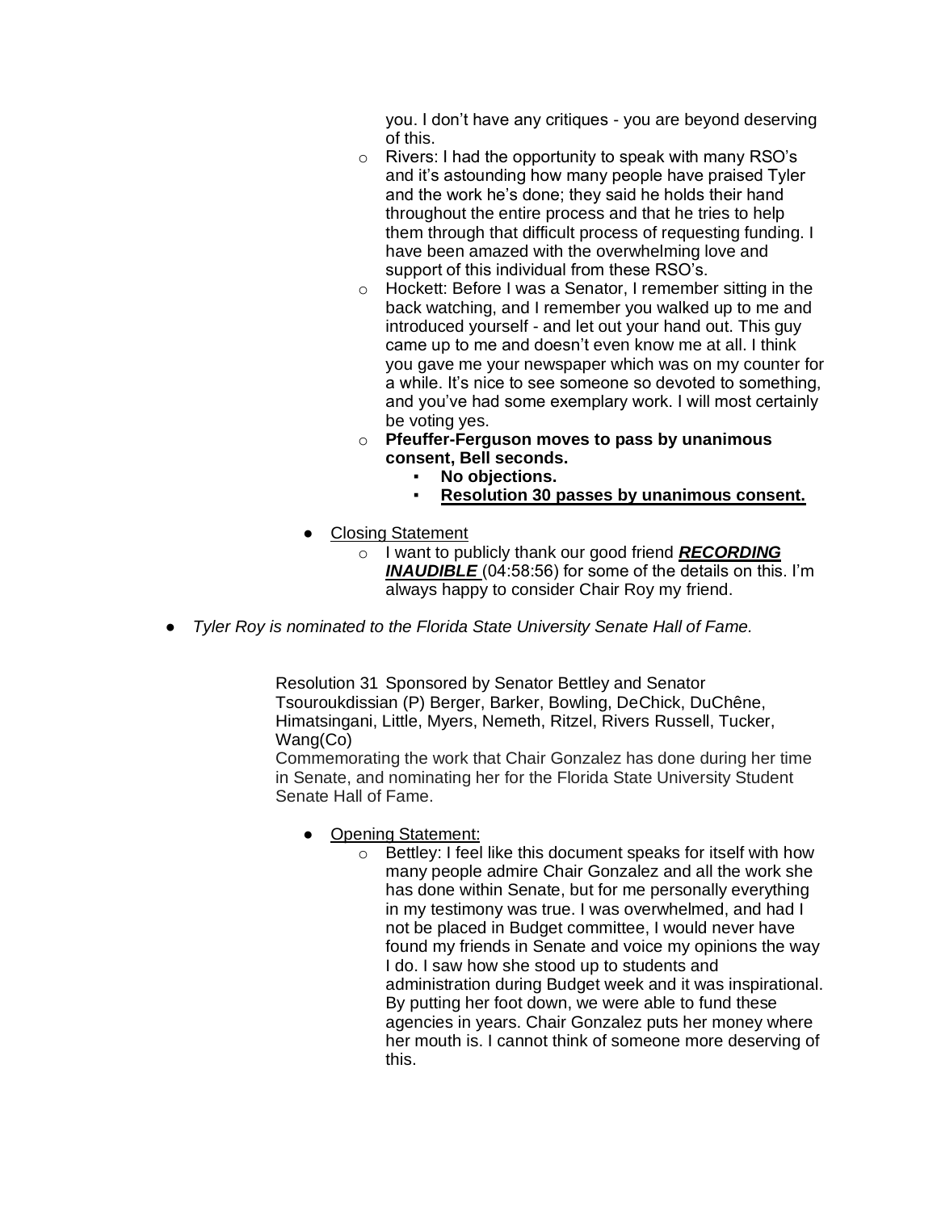you. I don't have any critiques - you are beyond deserving of this.

- Rivers: I had the opportunity to speak with many RSO's and it's astounding how many people have praised Tyler and the work he's done; they said he holds their hand throughout the entire process and that he tries to help them through that difficult process of requesting funding. I have been amazed with the overwhelming love and support of this individual from these RSO's.
- Hockett: Before I was a Senator, I remember sitting in the back watching, and I remember you walked up to me and introduced yourself - and let out your hand out. This guy came up to me and doesn't even know me at all. I think you gave me your newspaper which was on my counter for a while. It's nice to see someone so devoted to something, and you've had some exemplary work. I will most certainly be voting yes.
- **Pfeuffer-Ferguson moves to pass by unanimous consent, Bell seconds.**
  - **No objections.**
  - **<u>Resolution 30 passes by unanimous consent.</u>**

- <u>Closing Statement</u>
  - I want to publicly thank our good friend ***<u>RECORDING INAUDIBLE</u>*** (04:58:56) for some of the details on this. I'm always happy to consider Chair Roy my friend.

- *Tyler Roy is nominated to the Florida State University Senate Hall of Fame.*

Resolution 31 Sponsored by Senator Bettley and Senator Tsouroukdissian (P) Berger, Barker, Bowling, DeChick, DuChêne, Himatsingani, Little, Myers, Nemeth, Ritzel, Rivers Russell, Tucker, Wang(Co)
Commemorating the work that Chair Gonzalez has done during her time in Senate, and nominating her for the Florida State University Student Senate Hall of Fame.

- <u>Opening Statement:</u>
  - Bettley: I feel like this document speaks for itself with how many people admire Chair Gonzalez and all the work she has done within Senate, but for me personally everything in my testimony was true. I was overwhelmed, and had I not be placed in Budget committee, I would never have found my friends in Senate and voice my opinions the way I do. I saw how she stood up to students and administration during Budget week and it was inspirational. By putting her foot down, we were able to fund these agencies in years. Chair Gonzalez puts her money where her mouth is. I cannot think of someone more deserving of this.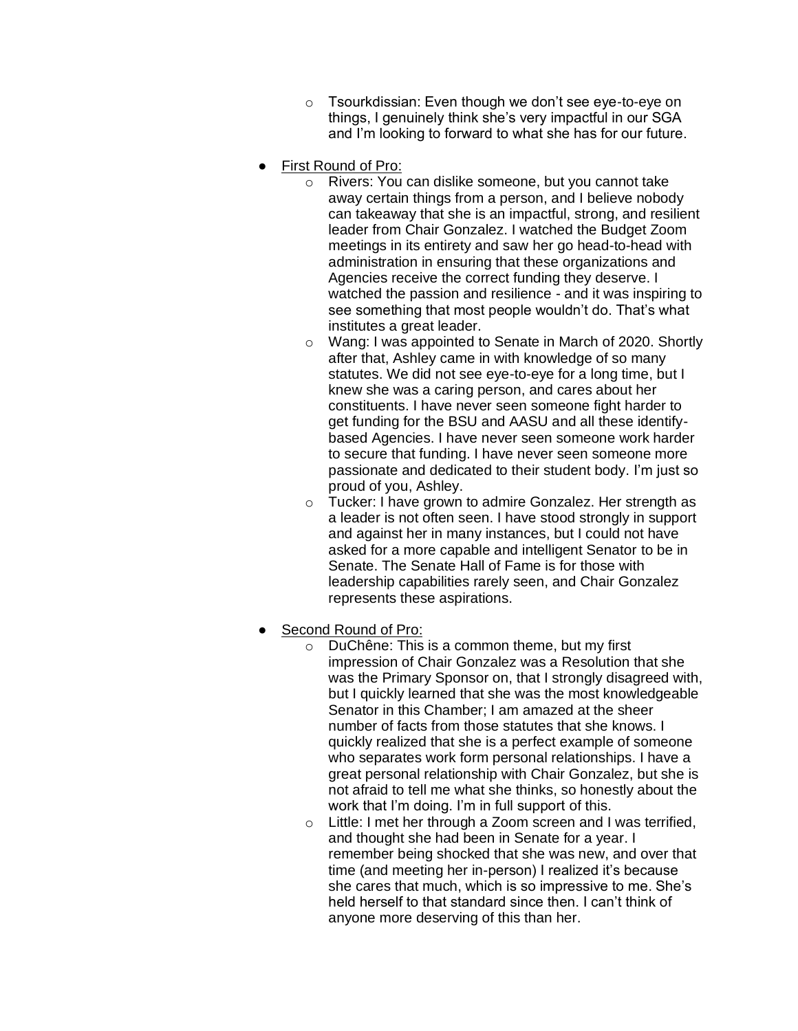- Tsourkdissian: Even though we don't see eye-to-eye on things, I genuinely think she's very impactful in our SGA and I'm looking to forward to what she has for our future.

- <u>First Round of Pro:</u>
  - Rivers: You can dislike someone, but you cannot take away certain things from a person, and I believe nobody can takeaway that she is an impactful, strong, and resilient leader from Chair Gonzalez. I watched the Budget Zoom meetings in its entirety and saw her go head-to-head with administration in ensuring that these organizations and Agencies receive the correct funding they deserve. I watched the passion and resilience - and it was inspiring to see something that most people wouldn't do. That's what institutes a great leader.
  - Wang: I was appointed to Senate in March of 2020. Shortly after that, Ashley came in with knowledge of so many statutes. We did not see eye-to-eye for a long time, but I knew she was a caring person, and cares about her constituents. I have never seen someone fight harder to get funding for the BSU and AASU and all these identify-based Agencies. I have never seen someone work harder to secure that funding. I have never seen someone more passionate and dedicated to their student body. I'm just so proud of you, Ashley.
  - Tucker: I have grown to admire Gonzalez. Her strength as a leader is not often seen. I have stood strongly in support and against her in many instances, but I could not have asked for a more capable and intelligent Senator to be in Senate. The Senate Hall of Fame is for those with leadership capabilities rarely seen, and Chair Gonzalez represents these aspirations.

- <u>Second Round of Pro:</u>
  - DuChêne: This is a common theme, but my first impression of Chair Gonzalez was a Resolution that she was the Primary Sponsor on, that I strongly disagreed with, but I quickly learned that she was the most knowledgeable Senator in this Chamber; I am amazed at the sheer number of facts from those statutes that she knows. I quickly realized that she is a perfect example of someone who separates work form personal relationships. I have a great personal relationship with Chair Gonzalez, but she is not afraid to tell me what she thinks, so honestly about the work that I'm doing. I'm in full support of this.
  - Little: I met her through a Zoom screen and I was terrified, and thought she had been in Senate for a year. I remember being shocked that she was new, and over that time (and meeting her in-person) I realized it's because she cares that much, which is so impressive to me. She's held herself to that standard since then. I can't think of anyone more deserving of this than her.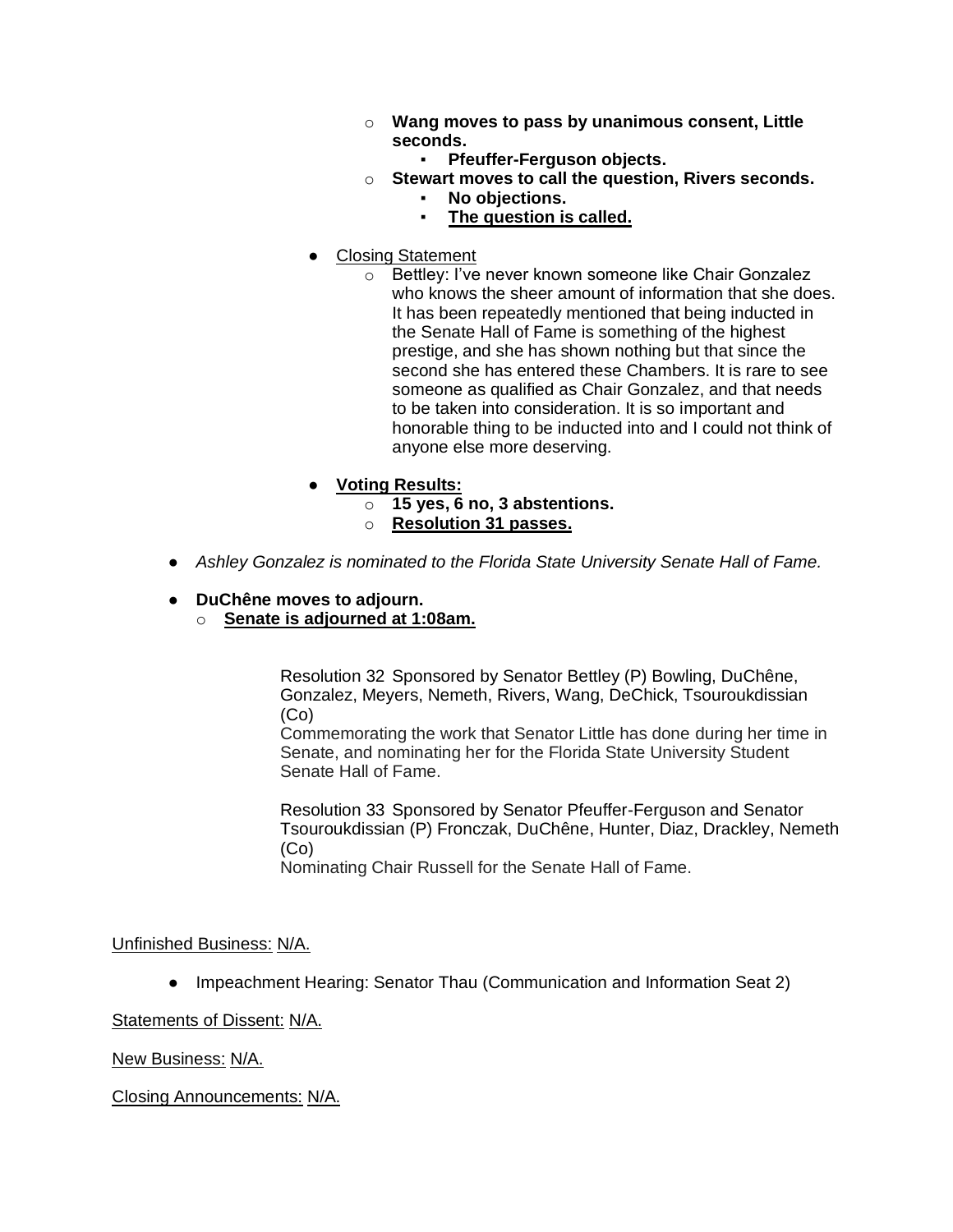- **Wang moves to pass by unanimous consent, Little seconds.**
    - **Pfeuffer-Ferguson objects.**
  - **Stewart moves to call the question, Rivers seconds.**
    - **No objections.**
    - **<u>The question is called.</u>**

- <u>Closing Statement</u>
  - Bettley: I've never known someone like Chair Gonzalez who knows the sheer amount of information that she does. It has been repeatedly mentioned that being inducted in the Senate Hall of Fame is something of the highest prestige, and she has shown nothing but that since the second she has entered these Chambers. It is rare to see someone as qualified as Chair Gonzalez, and that needs to be taken into consideration. It is so important and honorable thing to be inducted into and I could not think of anyone else more deserving.

- **<u>Voting Results:</u>**
  - **15 yes, 6 no, 3 abstentions.**
  - **<u>Resolution 31 passes.</u>**

- *Ashley Gonzalez is nominated to the Florida State University Senate Hall of Fame.*

- **DuChêne moves to adjourn.**
  - **<u>Senate is adjourned at 1:08am.</u>**

Resolution 32 Sponsored by Senator Bettley (P) Bowling, DuChêne, Gonzalez, Meyers, Nemeth, Rivers, Wang, DeChick, Tsouroukdissian (Co)
Commemorating the work that Senator Little has done during her time in Senate, and nominating her for the Florida State University Student Senate Hall of Fame.

Resolution 33 Sponsored by Senator Pfeuffer-Ferguson and Senator Tsouroukdissian (P) Fronczak, DuChêne, Hunter, Diaz, Drackley, Nemeth (Co)
Nominating Chair Russell for the Senate Hall of Fame.

<u>Unfinished Business:</u> <u>N/A.</u>

- Impeachment Hearing: Senator Thau (Communication and Information Seat 2)

<u>Statements of Dissent:</u> <u>N/A.</u>

<u>New Business:</u> <u>N/A.</u>

<u>Closing Announcements:</u> <u>N/A.</u>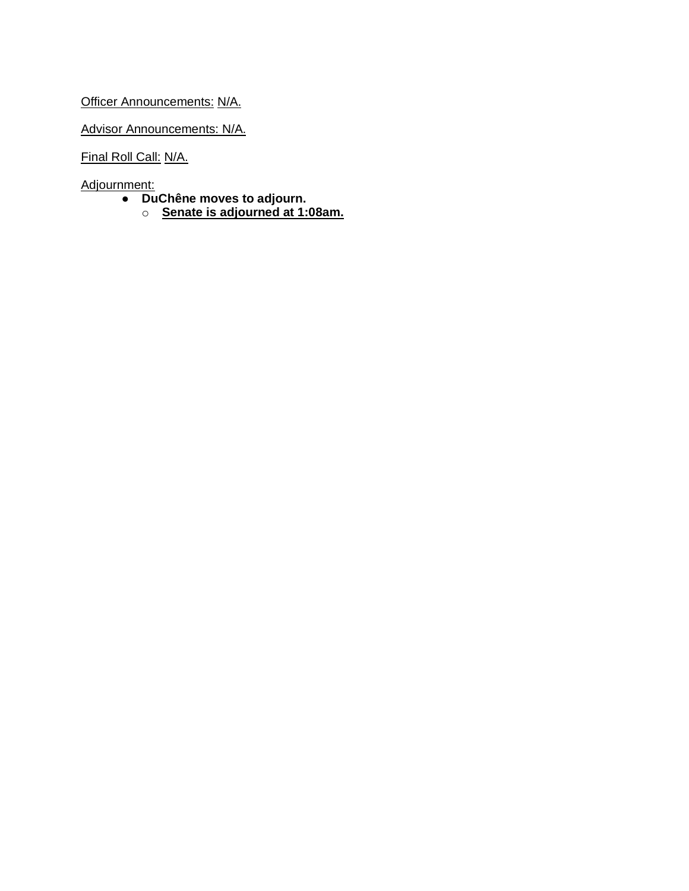<u>Officer Announcements:</u> <u>N/A.</u>

<u>Advisor Announcements: N/A.</u>

<u>Final Roll Call:</u> <u>N/A.</u>

<u>Adjournment:</u>

- **DuChêne moves to adjourn.**
  - **<u>Senate is adjourned at 1:08am.</u>**